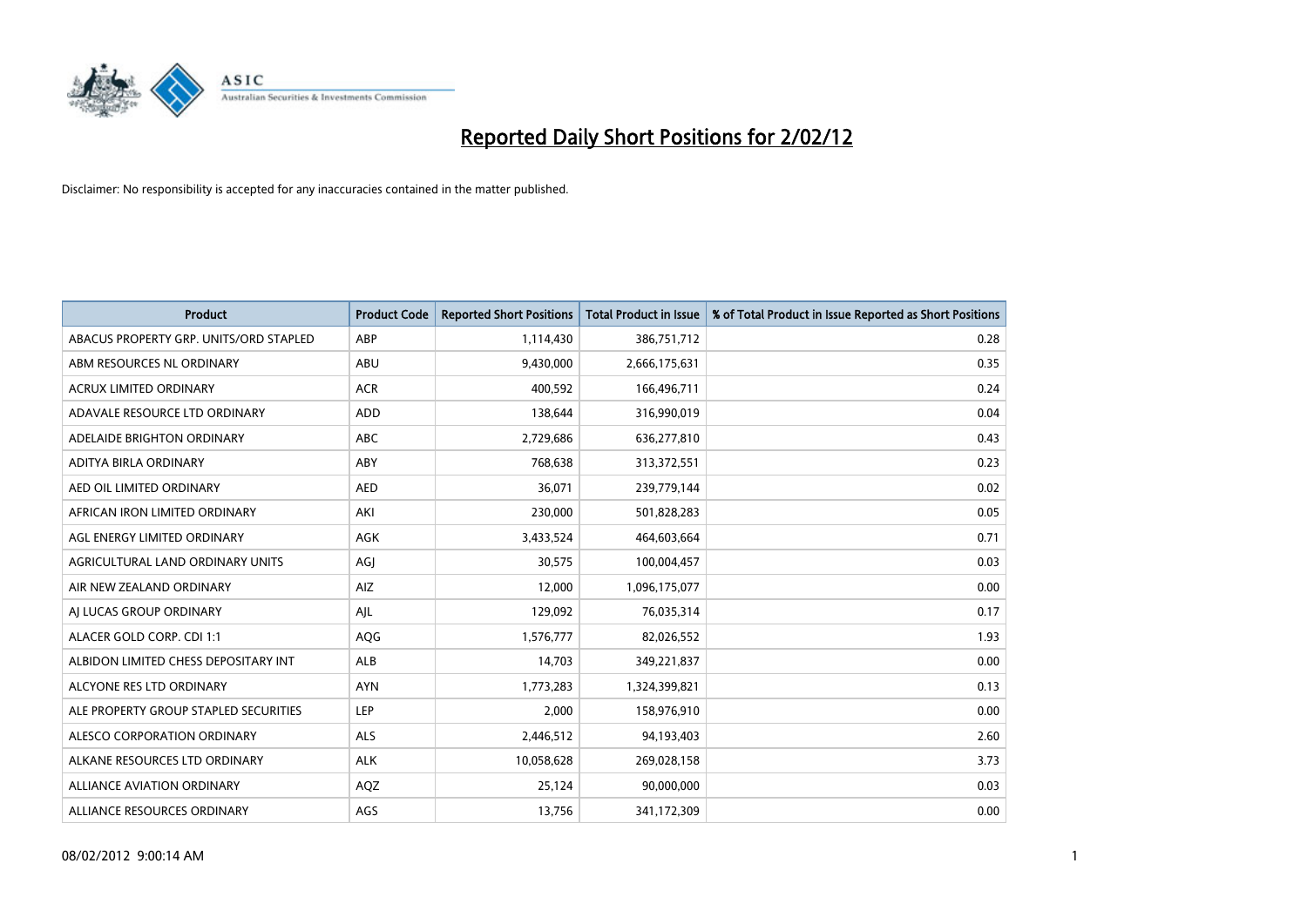# Reported Daily Short Positions for 2/02/12

Disclaimer: No responsibility is accepted for any inaccuracies contained in the matter published.

| Product | Product Code | Reported Short Positions | Total Product in Issue | % of Total Product in Issue Reported as Short Positions |
|---|---|---|---|---|
| ABACUS PROPERTY GRP. UNITS/ORD STAPLED | ABP | 1,114,430 | 386,751,712 | 0.28 |
| ABM RESOURCES NL ORDINARY | ABU | 9,430,000 | 2,666,175,631 | 0.35 |
| ACRUX LIMITED ORDINARY | ACR | 400,592 | 166,496,711 | 0.24 |
| ADAVALE RESOURCE LTD ORDINARY | ADD | 138,644 | 316,990,019 | 0.04 |
| ADELAIDE BRIGHTON ORDINARY | ABC | 2,729,686 | 636,277,810 | 0.43 |
| ADITYA BIRLA ORDINARY | ABY | 768,638 | 313,372,551 | 0.23 |
| AED OIL LIMITED ORDINARY | AED | 36,071 | 239,779,144 | 0.02 |
| AFRICAN IRON LIMITED ORDINARY | AKI | 230,000 | 501,828,283 | 0.05 |
| AGL ENERGY LIMITED ORDINARY | AGK | 3,433,524 | 464,603,664 | 0.71 |
| AGRICULTURAL LAND ORDINARY UNITS | AGJ | 30,575 | 100,004,457 | 0.03 |
| AIR NEW ZEALAND ORDINARY | AIZ | 12,000 | 1,096,175,077 | 0.00 |
| AJ LUCAS GROUP ORDINARY | AJL | 129,092 | 76,035,314 | 0.17 |
| ALACER GOLD CORP. CDI 1:1 | AQG | 1,576,777 | 82,026,552 | 1.93 |
| ALBIDON LIMITED CHESS DEPOSITARY INT | ALB | 14,703 | 349,221,837 | 0.00 |
| ALCYONE RES LTD ORDINARY | AYN | 1,773,283 | 1,324,399,821 | 0.13 |
| ALE PROPERTY GROUP STAPLED SECURITIES | LEP | 2,000 | 158,976,910 | 0.00 |
| ALESCO CORPORATION ORDINARY | ALS | 2,446,512 | 94,193,403 | 2.60 |
| ALKANE RESOURCES LTD ORDINARY | ALK | 10,058,628 | 269,028,158 | 3.73 |
| ALLIANCE AVIATION ORDINARY | AQZ | 25,124 | 90,000,000 | 0.03 |
| ALLIANCE RESOURCES ORDINARY | AGS | 13,756 | 341,172,309 | 0.00 |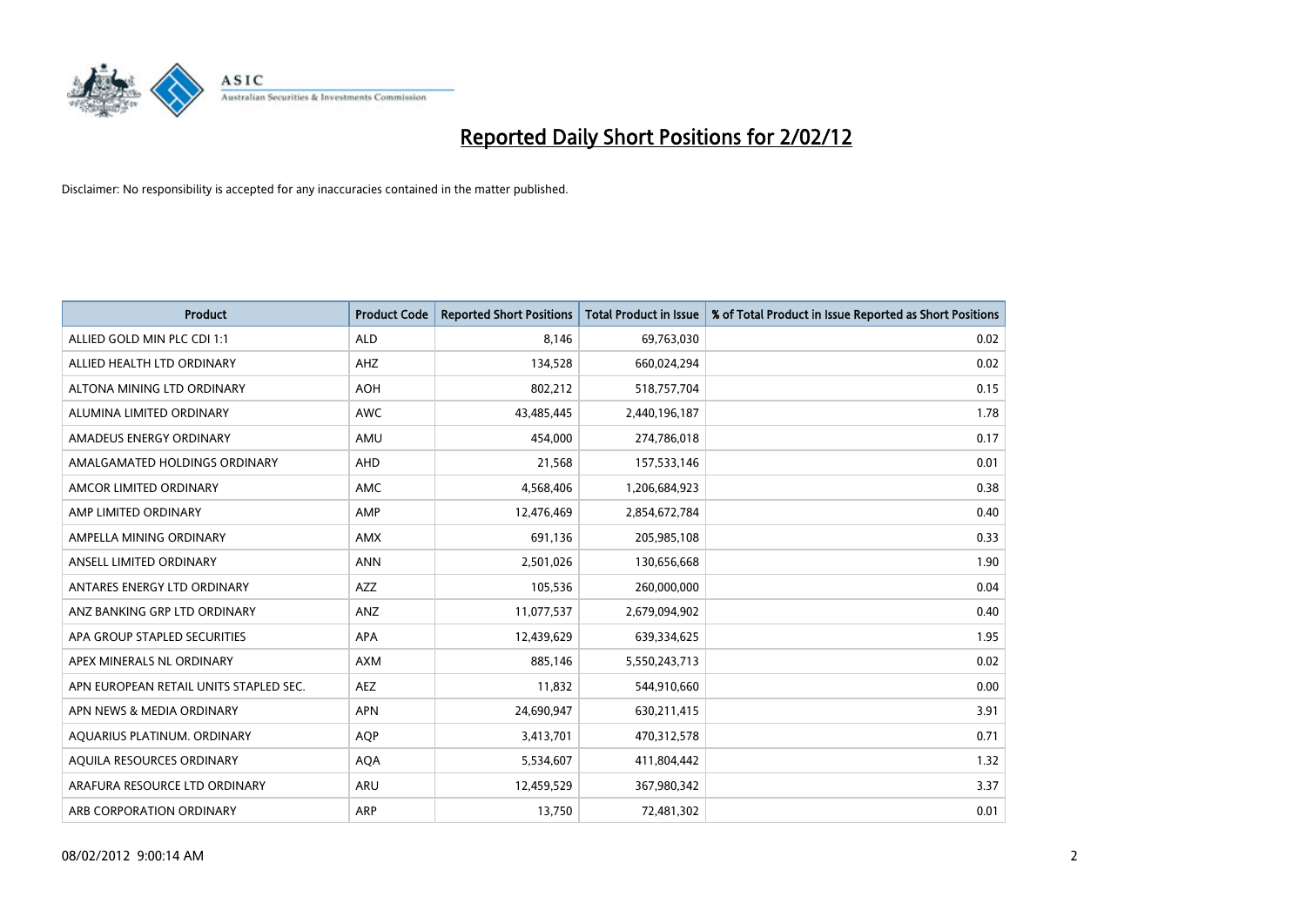# Reported Daily Short Positions for 2/02/12

Disclaimer: No responsibility is accepted for any inaccuracies contained in the matter published.

| Product | Product Code | Reported Short Positions | Total Product in Issue | % of Total Product in Issue Reported as Short Positions |
|---|---|---|---|---|
| ALLIED GOLD MIN PLC CDI 1:1 | ALD | 8,146 | 69,763,030 | 0.02 |
| ALLIED HEALTH LTD ORDINARY | AHZ | 134,528 | 660,024,294 | 0.02 |
| ALTONA MINING LTD ORDINARY | AOH | 802,212 | 518,757,704 | 0.15 |
| ALUMINA LIMITED ORDINARY | AWC | 43,485,445 | 2,440,196,187 | 1.78 |
| AMADEUS ENERGY ORDINARY | AMU | 454,000 | 274,786,018 | 0.17 |
| AMALGAMATED HOLDINGS ORDINARY | AHD | 21,568 | 157,533,146 | 0.01 |
| AMCOR LIMITED ORDINARY | AMC | 4,568,406 | 1,206,684,923 | 0.38 |
| AMP LIMITED ORDINARY | AMP | 12,476,469 | 2,854,672,784 | 0.40 |
| AMPELLA MINING ORDINARY | AMX | 691,136 | 205,985,108 | 0.33 |
| ANSELL LIMITED ORDINARY | ANN | 2,501,026 | 130,656,668 | 1.90 |
| ANTARES ENERGY LTD ORDINARY | AZZ | 105,536 | 260,000,000 | 0.04 |
| ANZ BANKING GRP LTD ORDINARY | ANZ | 11,077,537 | 2,679,094,902 | 0.40 |
| APA GROUP STAPLED SECURITIES | APA | 12,439,629 | 639,334,625 | 1.95 |
| APEX MINERALS NL ORDINARY | AXM | 885,146 | 5,550,243,713 | 0.02 |
| APN EUROPEAN RETAIL UNITS STAPLED SEC. | AEZ | 11,832 | 544,910,660 | 0.00 |
| APN NEWS & MEDIA ORDINARY | APN | 24,690,947 | 630,211,415 | 3.91 |
| AQUARIUS PLATINUM. ORDINARY | AQP | 3,413,701 | 470,312,578 | 0.71 |
| AQUILA RESOURCES ORDINARY | AQA | 5,534,607 | 411,804,442 | 1.32 |
| ARAFURA RESOURCE LTD ORDINARY | ARU | 12,459,529 | 367,980,342 | 3.37 |
| ARB CORPORATION ORDINARY | ARP | 13,750 | 72,481,302 | 0.01 |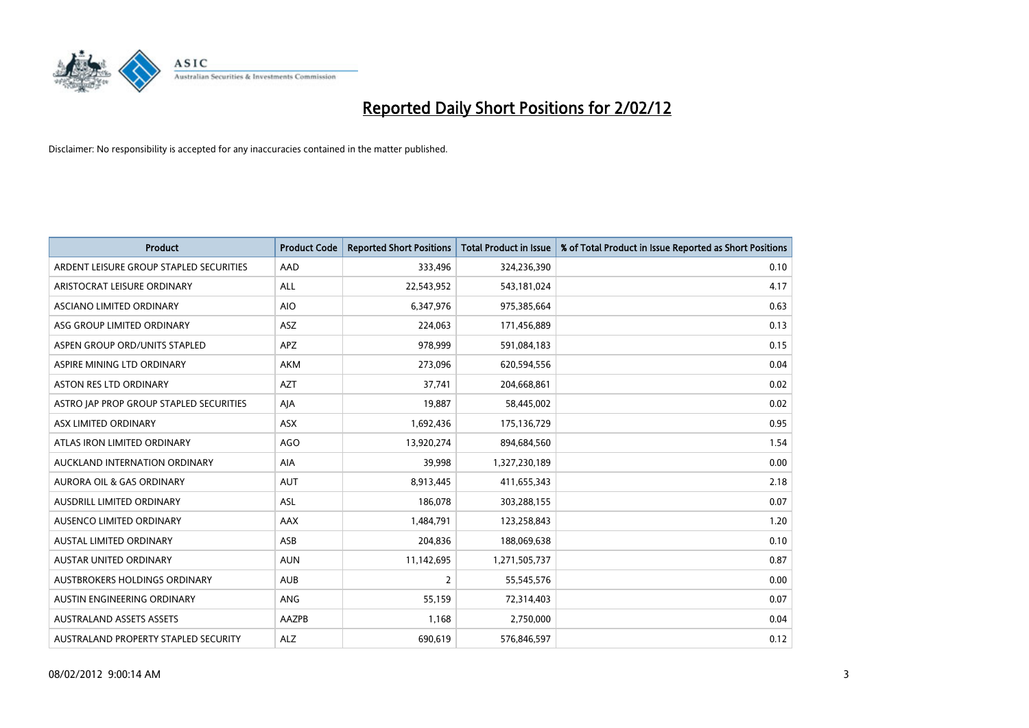# Reported Daily Short Positions for 2/02/12

Disclaimer: No responsibility is accepted for any inaccuracies contained in the matter published.

| Product | Product Code | Reported Short Positions | Total Product in Issue | % of Total Product in Issue Reported as Short Positions |
|---|---|---|---|---|
| ARDENT LEISURE GROUP STAPLED SECURITIES | AAD | 333,496 | 324,236,390 | 0.10 |
| ARISTOCRAT LEISURE ORDINARY | ALL | 22,543,952 | 543,181,024 | 4.17 |
| ASCIANO LIMITED ORDINARY | AIO | 6,347,976 | 975,385,664 | 0.63 |
| ASG GROUP LIMITED ORDINARY | ASZ | 224,063 | 171,456,889 | 0.13 |
| ASPEN GROUP ORD/UNITS STAPLED | APZ | 978,999 | 591,084,183 | 0.15 |
| ASPIRE MINING LTD ORDINARY | AKM | 273,096 | 620,594,556 | 0.04 |
| ASTON RES LTD ORDINARY | AZT | 37,741 | 204,668,861 | 0.02 |
| ASTRO JAP PROP GROUP STAPLED SECURITIES | AJA | 19,887 | 58,445,002 | 0.02 |
| ASX LIMITED ORDINARY | ASX | 1,692,436 | 175,136,729 | 0.95 |
| ATLAS IRON LIMITED ORDINARY | AGO | 13,920,274 | 894,684,560 | 1.54 |
| AUCKLAND INTERNATION ORDINARY | AIA | 39,998 | 1,327,230,189 | 0.00 |
| AURORA OIL & GAS ORDINARY | AUT | 8,913,445 | 411,655,343 | 2.18 |
| AUSDRILL LIMITED ORDINARY | ASL | 186,078 | 303,288,155 | 0.07 |
| AUSENCO LIMITED ORDINARY | AAX | 1,484,791 | 123,258,843 | 1.20 |
| AUSTAL LIMITED ORDINARY | ASB | 204,836 | 188,069,638 | 0.10 |
| AUSTAR UNITED ORDINARY | AUN | 11,142,695 | 1,271,505,737 | 0.87 |
| AUSTBROKERS HOLDINGS ORDINARY | AUB | 2 | 55,545,576 | 0.00 |
| AUSTIN ENGINEERING ORDINARY | ANG | 55,159 | 72,314,403 | 0.07 |
| AUSTRALAND ASSETS ASSETS | AAZPB | 1,168 | 2,750,000 | 0.04 |
| AUSTRALAND PROPERTY STAPLED SECURITY | ALZ | 690,619 | 576,846,597 | 0.12 |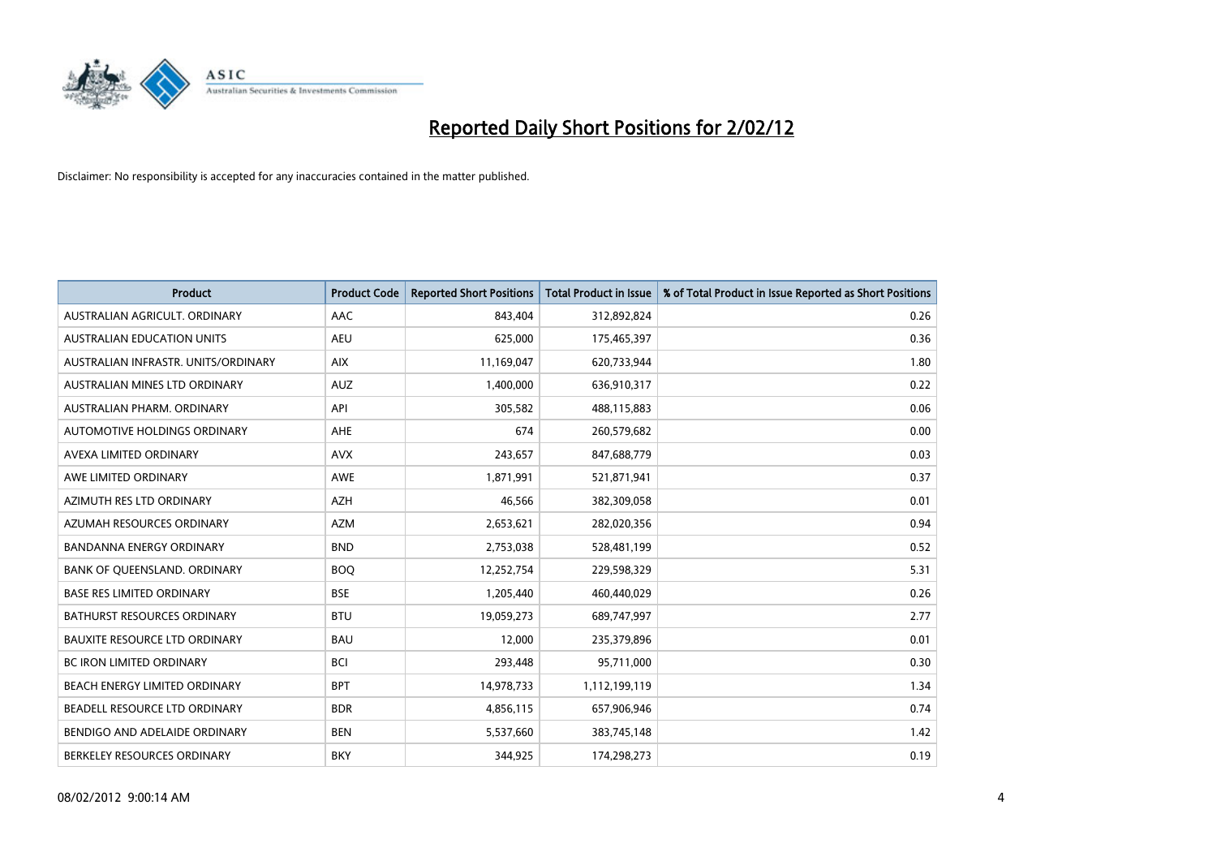# Reported Daily Short Positions for 2/02/12

Disclaimer: No responsibility is accepted for any inaccuracies contained in the matter published.

| Product | Product Code | Reported Short Positions | Total Product in Issue | % of Total Product in Issue Reported as Short Positions |
|---|---|---|---|---|
| AUSTRALIAN AGRICULT. ORDINARY | AAC | 843,404 | 312,892,824 | 0.26 |
| AUSTRALIAN EDUCATION UNITS | AEU | 625,000 | 175,465,397 | 0.36 |
| AUSTRALIAN INFRASTR. UNITS/ORDINARY | AIX | 11,169,047 | 620,733,944 | 1.80 |
| AUSTRALIAN MINES LTD ORDINARY | AUZ | 1,400,000 | 636,910,317 | 0.22 |
| AUSTRALIAN PHARM. ORDINARY | API | 305,582 | 488,115,883 | 0.06 |
| AUTOMOTIVE HOLDINGS ORDINARY | AHE | 674 | 260,579,682 | 0.00 |
| AVEXA LIMITED ORDINARY | AVX | 243,657 | 847,688,779 | 0.03 |
| AWE LIMITED ORDINARY | AWE | 1,871,991 | 521,871,941 | 0.37 |
| AZIMUTH RES LTD ORDINARY | AZH | 46,566 | 382,309,058 | 0.01 |
| AZUMAH RESOURCES ORDINARY | AZM | 2,653,621 | 282,020,356 | 0.94 |
| BANDANNA ENERGY ORDINARY | BND | 2,753,038 | 528,481,199 | 0.52 |
| BANK OF QUEENSLAND. ORDINARY | BOQ | 12,252,754 | 229,598,329 | 5.31 |
| BASE RES LIMITED ORDINARY | BSE | 1,205,440 | 460,440,029 | 0.26 |
| BATHURST RESOURCES ORDINARY | BTU | 19,059,273 | 689,747,997 | 2.77 |
| BAUXITE RESOURCE LTD ORDINARY | BAU | 12,000 | 235,379,896 | 0.01 |
| BC IRON LIMITED ORDINARY | BCI | 293,448 | 95,711,000 | 0.30 |
| BEACH ENERGY LIMITED ORDINARY | BPT | 14,978,733 | 1,112,199,119 | 1.34 |
| BEADELL RESOURCE LTD ORDINARY | BDR | 4,856,115 | 657,906,946 | 0.74 |
| BENDIGO AND ADELAIDE ORDINARY | BEN | 5,537,660 | 383,745,148 | 1.42 |
| BERKELEY RESOURCES ORDINARY | BKY | 344,925 | 174,298,273 | 0.19 |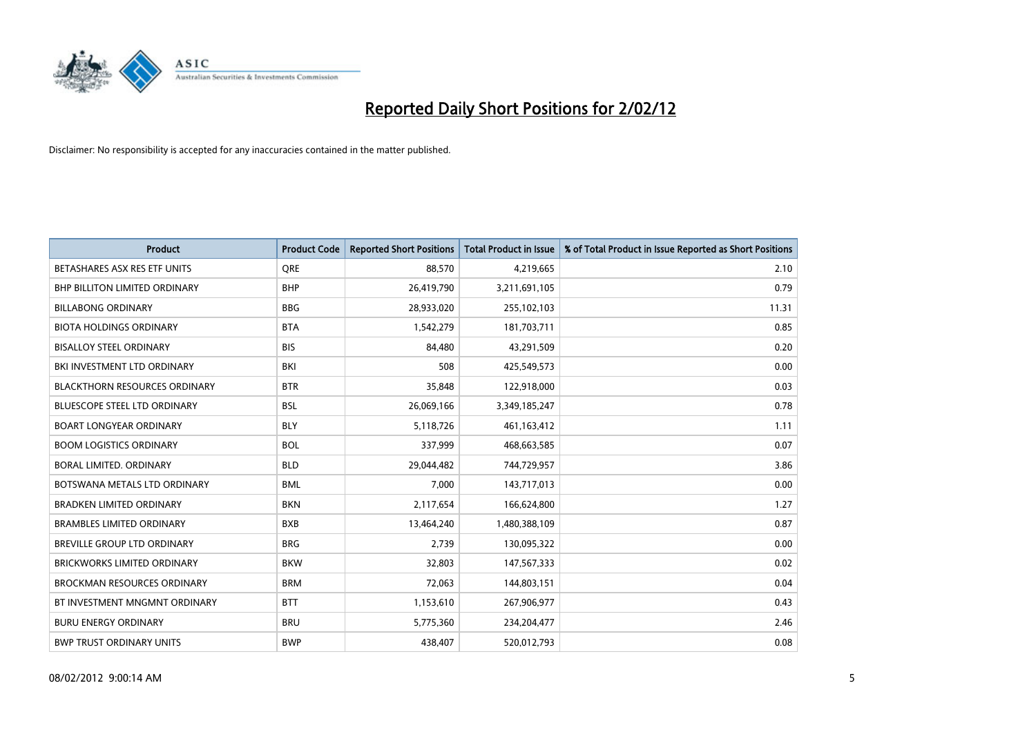# Reported Daily Short Positions for 2/02/12

Disclaimer: No responsibility is accepted for any inaccuracies contained in the matter published.

| Product | Product Code | Reported Short Positions | Total Product in Issue | % of Total Product in Issue Reported as Short Positions |
|---|---|---|---|---|
| BETASHARES ASX RES ETF UNITS | QRE | 88,570 | 4,219,665 | 2.10 |
| BHP BILLITON LIMITED ORDINARY | BHP | 26,419,790 | 3,211,691,105 | 0.79 |
| BILLABONG ORDINARY | BBG | 28,933,020 | 255,102,103 | 11.31 |
| BIOTA HOLDINGS ORDINARY | BTA | 1,542,279 | 181,703,711 | 0.85 |
| BISALLOY STEEL ORDINARY | BIS | 84,480 | 43,291,509 | 0.20 |
| BKI INVESTMENT LTD ORDINARY | BKI | 508 | 425,549,573 | 0.00 |
| BLACKTHORN RESOURCES ORDINARY | BTR | 35,848 | 122,918,000 | 0.03 |
| BLUESCOPE STEEL LTD ORDINARY | BSL | 26,069,166 | 3,349,185,247 | 0.78 |
| BOART LONGYEAR ORDINARY | BLY | 5,118,726 | 461,163,412 | 1.11 |
| BOOM LOGISTICS ORDINARY | BOL | 337,999 | 468,663,585 | 0.07 |
| BORAL LIMITED. ORDINARY | BLD | 29,044,482 | 744,729,957 | 3.86 |
| BOTSWANA METALS LTD ORDINARY | BML | 7,000 | 143,717,013 | 0.00 |
| BRADKEN LIMITED ORDINARY | BKN | 2,117,654 | 166,624,800 | 1.27 |
| BRAMBLES LIMITED ORDINARY | BXB | 13,464,240 | 1,480,388,109 | 0.87 |
| BREVILLE GROUP LTD ORDINARY | BRG | 2,739 | 130,095,322 | 0.00 |
| BRICKWORKS LIMITED ORDINARY | BKW | 32,803 | 147,567,333 | 0.02 |
| BROCKMAN RESOURCES ORDINARY | BRM | 72,063 | 144,803,151 | 0.04 |
| BT INVESTMENT MNGMNT ORDINARY | BTT | 1,153,610 | 267,906,977 | 0.43 |
| BURU ENERGY ORDINARY | BRU | 5,775,360 | 234,204,477 | 2.46 |
| BWP TRUST ORDINARY UNITS | BWP | 438,407 | 520,012,793 | 0.08 |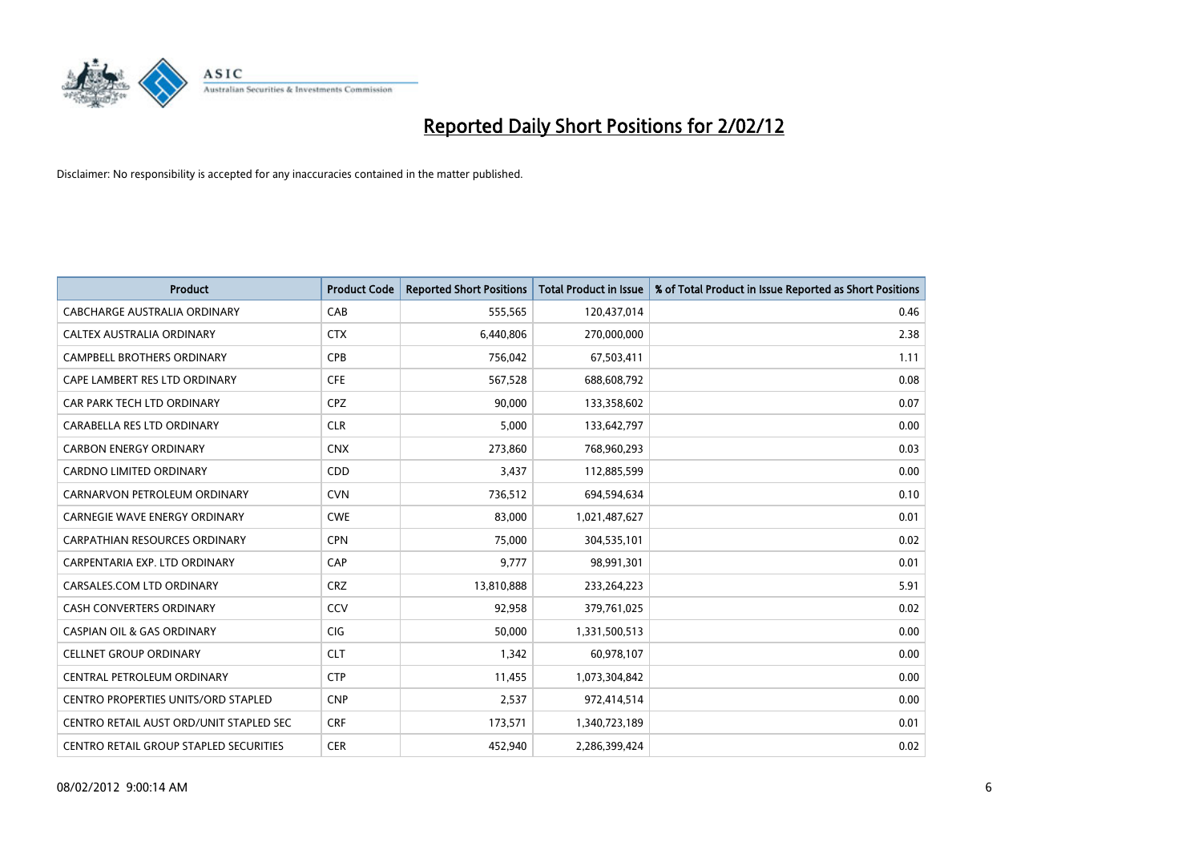# Reported Daily Short Positions for 2/02/12

Disclaimer: No responsibility is accepted for any inaccuracies contained in the matter published.

| Product | Product Code | Reported Short Positions | Total Product in Issue | % of Total Product in Issue Reported as Short Positions |
|---|---|---|---|---|
| CABCHARGE AUSTRALIA ORDINARY | CAB | 555,565 | 120,437,014 | 0.46 |
| CALTEX AUSTRALIA ORDINARY | CTX | 6,440,806 | 270,000,000 | 2.38 |
| CAMPBELL BROTHERS ORDINARY | CPB | 756,042 | 67,503,411 | 1.11 |
| CAPE LAMBERT RES LTD ORDINARY | CFE | 567,528 | 688,608,792 | 0.08 |
| CAR PARK TECH LTD ORDINARY | CPZ | 90,000 | 133,358,602 | 0.07 |
| CARABELLA RES LTD ORDINARY | CLR | 5,000 | 133,642,797 | 0.00 |
| CARBON ENERGY ORDINARY | CNX | 273,860 | 768,960,293 | 0.03 |
| CARDNO LIMITED ORDINARY | CDD | 3,437 | 112,885,599 | 0.00 |
| CARNARVON PETROLEUM ORDINARY | CVN | 736,512 | 694,594,634 | 0.10 |
| CARNEGIE WAVE ENERGY ORDINARY | CWE | 83,000 | 1,021,487,627 | 0.01 |
| CARPATHIAN RESOURCES ORDINARY | CPN | 75,000 | 304,535,101 | 0.02 |
| CARPENTARIA EXP. LTD ORDINARY | CAP | 9,777 | 98,991,301 | 0.01 |
| CARSALES.COM LTD ORDINARY | CRZ | 13,810,888 | 233,264,223 | 5.91 |
| CASH CONVERTERS ORDINARY | CCV | 92,958 | 379,761,025 | 0.02 |
| CASPIAN OIL & GAS ORDINARY | CIG | 50,000 | 1,331,500,513 | 0.00 |
| CELLNET GROUP ORDINARY | CLT | 1,342 | 60,978,107 | 0.00 |
| CENTRAL PETROLEUM ORDINARY | CTP | 11,455 | 1,073,304,842 | 0.00 |
| CENTRO PROPERTIES UNITS/ORD STAPLED | CNP | 2,537 | 972,414,514 | 0.00 |
| CENTRO RETAIL AUST ORD/UNIT STAPLED SEC | CRF | 173,571 | 1,340,723,189 | 0.01 |
| CENTRO RETAIL GROUP STAPLED SECURITIES | CER | 452,940 | 2,286,399,424 | 0.02 |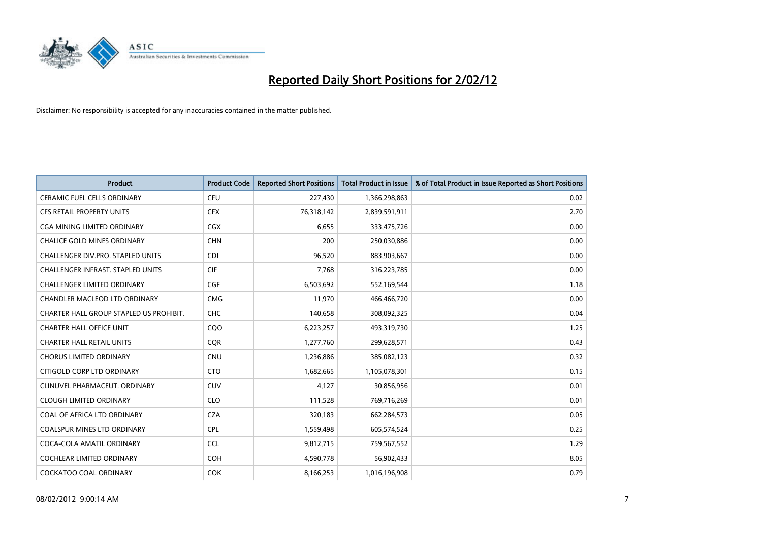# Reported Daily Short Positions for 2/02/12

Disclaimer: No responsibility is accepted for any inaccuracies contained in the matter published.

| Product | Product Code | Reported Short Positions | Total Product in Issue | % of Total Product in Issue Reported as Short Positions |
|---|---|---|---|---|
| CERAMIC FUEL CELLS ORDINARY | CFU | 227,430 | 1,366,298,863 | 0.02 |
| CFS RETAIL PROPERTY UNITS | CFX | 76,318,142 | 2,839,591,911 | 2.70 |
| CGA MINING LIMITED ORDINARY | CGX | 6,655 | 333,475,726 | 0.00 |
| CHALICE GOLD MINES ORDINARY | CHN | 200 | 250,030,886 | 0.00 |
| CHALLENGER DIV.PRO. STAPLED UNITS | CDI | 96,520 | 883,903,667 | 0.00 |
| CHALLENGER INFRAST. STAPLED UNITS | CIF | 7,768 | 316,223,785 | 0.00 |
| CHALLENGER LIMITED ORDINARY | CGF | 6,503,692 | 552,169,544 | 1.18 |
| CHANDLER MACLEOD LTD ORDINARY | CMG | 11,970 | 466,466,720 | 0.00 |
| CHARTER HALL GROUP STAPLED US PROHIBIT. | CHC | 140,658 | 308,092,325 | 0.04 |
| CHARTER HALL OFFICE UNIT | CQO | 6,223,257 | 493,319,730 | 1.25 |
| CHARTER HALL RETAIL UNITS | CQR | 1,277,760 | 299,628,571 | 0.43 |
| CHORUS LIMITED ORDINARY | CNU | 1,236,886 | 385,082,123 | 0.32 |
| CITIGOLD CORP LTD ORDINARY | CTO | 1,682,665 | 1,105,078,301 | 0.15 |
| CLINUVEL PHARMACEUT. ORDINARY | CUV | 4,127 | 30,856,956 | 0.01 |
| CLOUGH LIMITED ORDINARY | CLO | 111,528 | 769,716,269 | 0.01 |
| COAL OF AFRICA LTD ORDINARY | CZA | 320,183 | 662,284,573 | 0.05 |
| COALSPUR MINES LTD ORDINARY | CPL | 1,559,498 | 605,574,524 | 0.25 |
| COCA-COLA AMATIL ORDINARY | CCL | 9,812,715 | 759,567,552 | 1.29 |
| COCHLEAR LIMITED ORDINARY | COH | 4,590,778 | 56,902,433 | 8.05 |
| COCKATOO COAL ORDINARY | COK | 8,166,253 | 1,016,196,908 | 0.79 |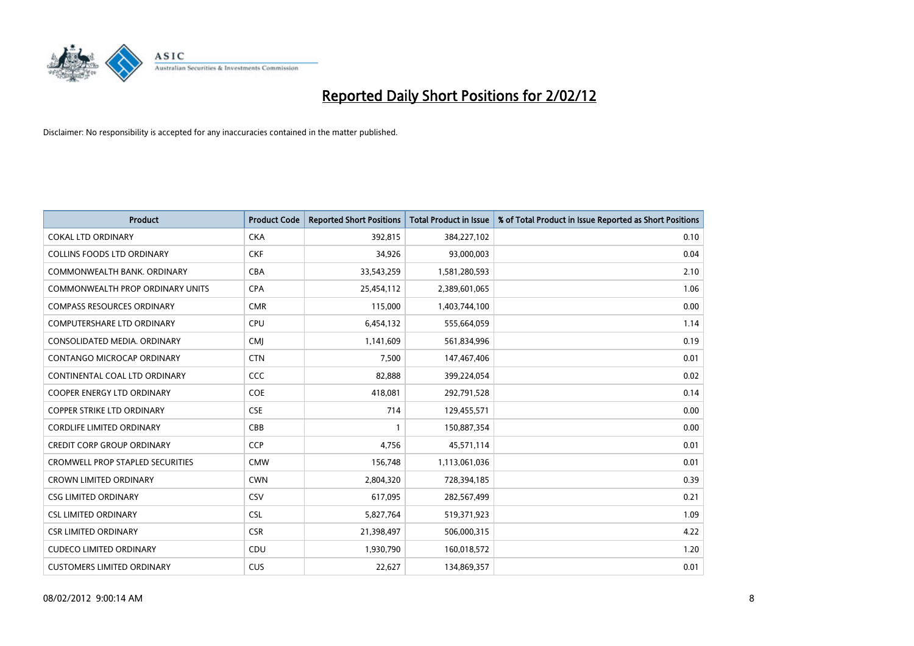# Reported Daily Short Positions for 2/02/12

Disclaimer: No responsibility is accepted for any inaccuracies contained in the matter published.

| Product | Product Code | Reported Short Positions | Total Product in Issue | % of Total Product in Issue Reported as Short Positions |
|---|---|---|---|---|
| COKAL LTD ORDINARY | CKA | 392,815 | 384,227,102 | 0.10 |
| COLLINS FOODS LTD ORDINARY | CKF | 34,926 | 93,000,003 | 0.04 |
| COMMONWEALTH BANK. ORDINARY | CBA | 33,543,259 | 1,581,280,593 | 2.10 |
| COMMONWEALTH PROP ORDINARY UNITS | CPA | 25,454,112 | 2,389,601,065 | 1.06 |
| COMPASS RESOURCES ORDINARY | CMR | 115,000 | 1,403,744,100 | 0.00 |
| COMPUTERSHARE LTD ORDINARY | CPU | 6,454,132 | 555,664,059 | 1.14 |
| CONSOLIDATED MEDIA. ORDINARY | CMJ | 1,141,609 | 561,834,996 | 0.19 |
| CONTANGO MICROCAP ORDINARY | CTN | 7,500 | 147,467,406 | 0.01 |
| CONTINENTAL COAL LTD ORDINARY | CCC | 82,888 | 399,224,054 | 0.02 |
| COOPER ENERGY LTD ORDINARY | COE | 418,081 | 292,791,528 | 0.14 |
| COPPER STRIKE LTD ORDINARY | CSE | 714 | 129,455,571 | 0.00 |
| CORDLIFE LIMITED ORDINARY | CBB | 1 | 150,887,354 | 0.00 |
| CREDIT CORP GROUP ORDINARY | CCP | 4,756 | 45,571,114 | 0.01 |
| CROMWELL PROP STAPLED SECURITIES | CMW | 156,748 | 1,113,061,036 | 0.01 |
| CROWN LIMITED ORDINARY | CWN | 2,804,320 | 728,394,185 | 0.39 |
| CSG LIMITED ORDINARY | CSV | 617,095 | 282,567,499 | 0.21 |
| CSL LIMITED ORDINARY | CSL | 5,827,764 | 519,371,923 | 1.09 |
| CSR LIMITED ORDINARY | CSR | 21,398,497 | 506,000,315 | 4.22 |
| CUDECO LIMITED ORDINARY | CDU | 1,930,790 | 160,018,572 | 1.20 |
| CUSTOMERS LIMITED ORDINARY | CUS | 22,627 | 134,869,357 | 0.01 |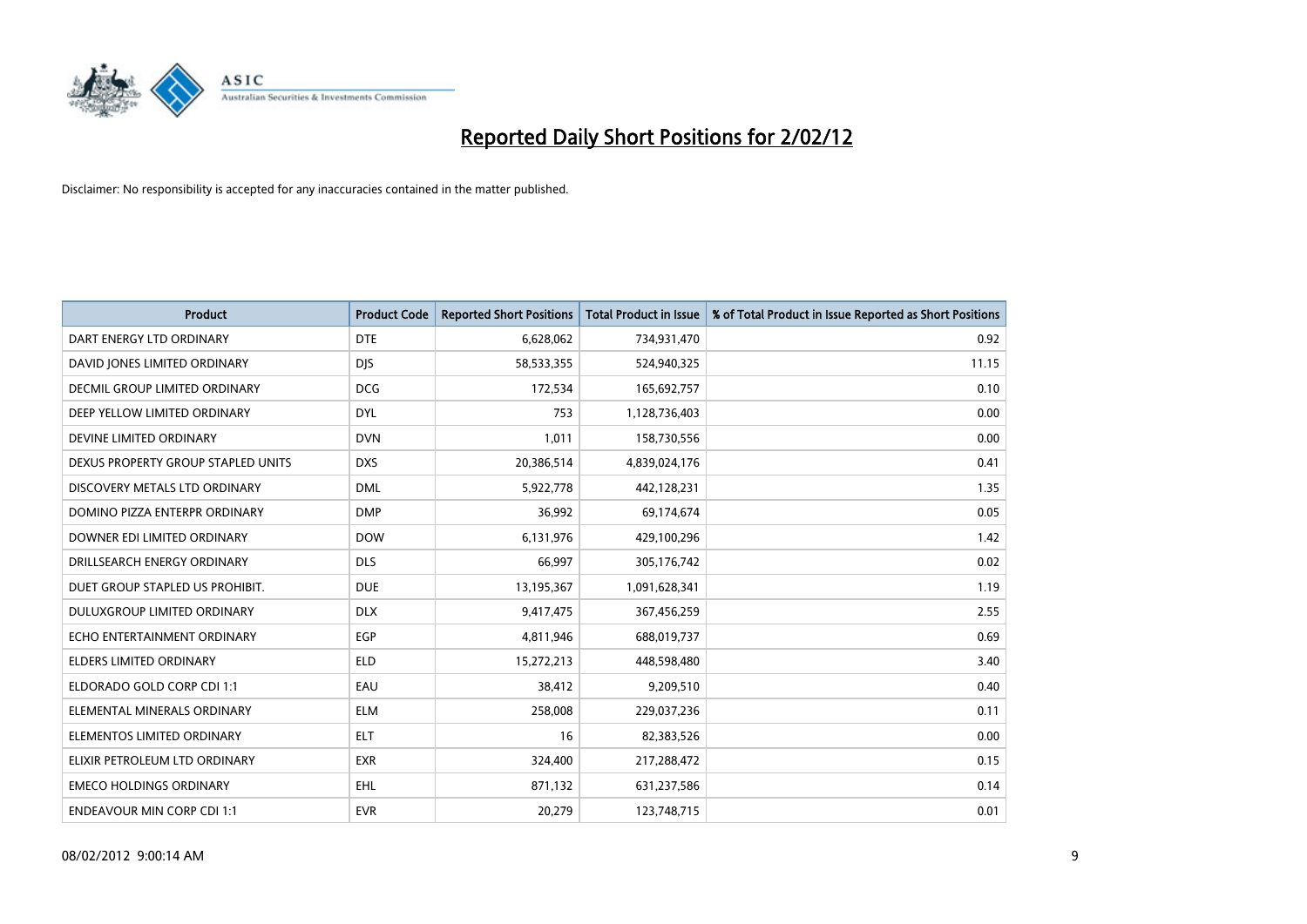# Reported Daily Short Positions for 2/02/12

Disclaimer: No responsibility is accepted for any inaccuracies contained in the matter published.

| Product | Product Code | Reported Short Positions | Total Product in Issue | % of Total Product in Issue Reported as Short Positions |
|---|---|---|---|---|
| DART ENERGY LTD ORDINARY | DTE | 6,628,062 | 734,931,470 | 0.92 |
| DAVID JONES LIMITED ORDINARY | DJS | 58,533,355 | 524,940,325 | 11.15 |
| DECMIL GROUP LIMITED ORDINARY | DCG | 172,534 | 165,692,757 | 0.10 |
| DEEP YELLOW LIMITED ORDINARY | DYL | 753 | 1,128,736,403 | 0.00 |
| DEVINE LIMITED ORDINARY | DVN | 1,011 | 158,730,556 | 0.00 |
| DEXUS PROPERTY GROUP STAPLED UNITS | DXS | 20,386,514 | 4,839,024,176 | 0.41 |
| DISCOVERY METALS LTD ORDINARY | DML | 5,922,778 | 442,128,231 | 1.35 |
| DOMINO PIZZA ENTERPR ORDINARY | DMP | 36,992 | 69,174,674 | 0.05 |
| DOWNER EDI LIMITED ORDINARY | DOW | 6,131,976 | 429,100,296 | 1.42 |
| DRILLSEARCH ENERGY ORDINARY | DLS | 66,997 | 305,176,742 | 0.02 |
| DUET GROUP STAPLED US PROHIBIT. | DUE | 13,195,367 | 1,091,628,341 | 1.19 |
| DULUXGROUP LIMITED ORDINARY | DLX | 9,417,475 | 367,456,259 | 2.55 |
| ECHO ENTERTAINMENT ORDINARY | EGP | 4,811,946 | 688,019,737 | 0.69 |
| ELDERS LIMITED ORDINARY | ELD | 15,272,213 | 448,598,480 | 3.40 |
| ELDORADO GOLD CORP CDI 1:1 | EAU | 38,412 | 9,209,510 | 0.40 |
| ELEMENTAL MINERALS ORDINARY | ELM | 258,008 | 229,037,236 | 0.11 |
| ELEMENTOS LIMITED ORDINARY | ELT | 16 | 82,383,526 | 0.00 |
| ELIXIR PETROLEUM LTD ORDINARY | EXR | 324,400 | 217,288,472 | 0.15 |
| EMECO HOLDINGS ORDINARY | EHL | 871,132 | 631,237,586 | 0.14 |
| ENDEAVOUR MIN CORP CDI 1:1 | EVR | 20,279 | 123,748,715 | 0.01 |

08/02/2012 9:00:14 AM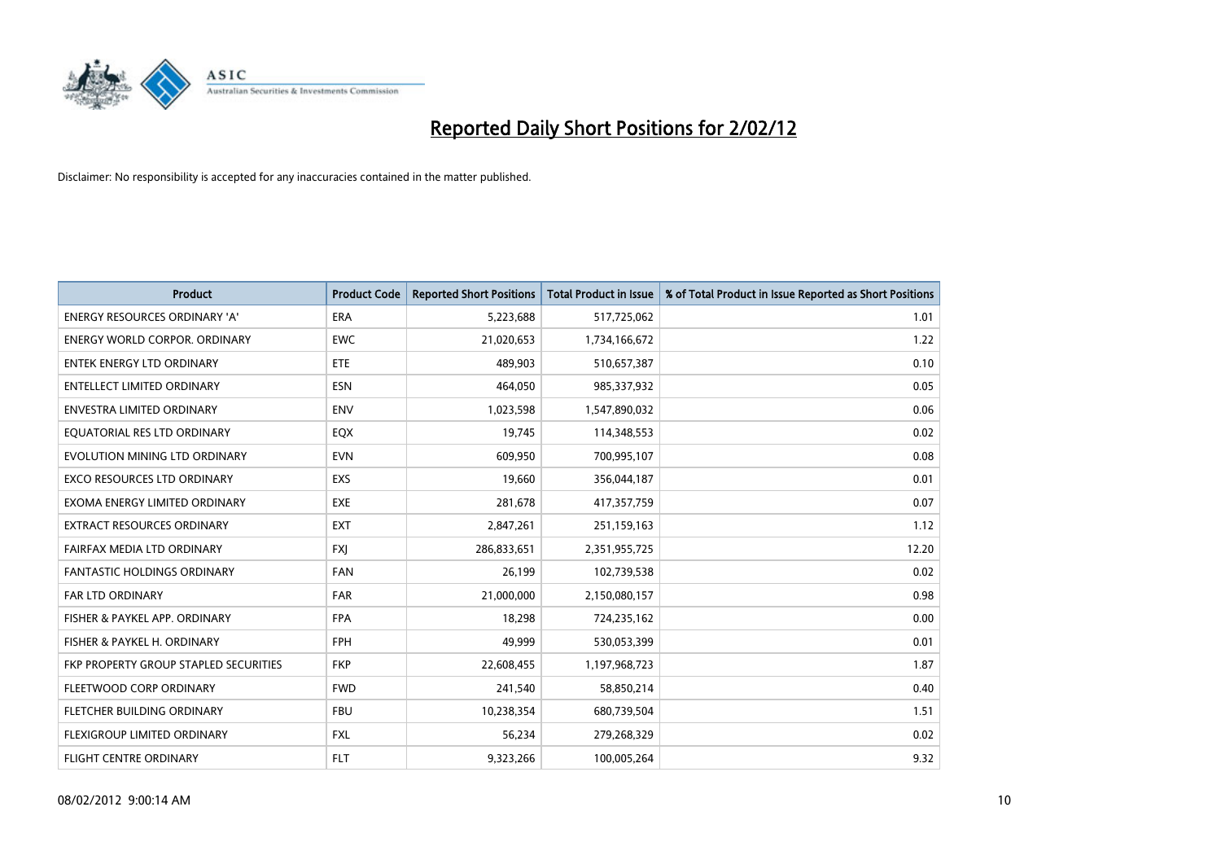# Reported Daily Short Positions for 2/02/12

Disclaimer: No responsibility is accepted for any inaccuracies contained in the matter published.

| Product | Product Code | Reported Short Positions | Total Product in Issue | % of Total Product in Issue Reported as Short Positions |
|---|---|---|---|---|
| ENERGY RESOURCES ORDINARY 'A' | ERA | 5,223,688 | 517,725,062 | 1.01 |
| ENERGY WORLD CORPOR. ORDINARY | EWC | 21,020,653 | 1,734,166,672 | 1.22 |
| ENTEK ENERGY LTD ORDINARY | ETE | 489,903 | 510,657,387 | 0.10 |
| ENTELLECT LIMITED ORDINARY | ESN | 464,050 | 985,337,932 | 0.05 |
| ENVESTRA LIMITED ORDINARY | ENV | 1,023,598 | 1,547,890,032 | 0.06 |
| EQUATORIAL RES LTD ORDINARY | EQX | 19,745 | 114,348,553 | 0.02 |
| EVOLUTION MINING LTD ORDINARY | EVN | 609,950 | 700,995,107 | 0.08 |
| EXCO RESOURCES LTD ORDINARY | EXS | 19,660 | 356,044,187 | 0.01 |
| EXOMA ENERGY LIMITED ORDINARY | EXE | 281,678 | 417,357,759 | 0.07 |
| EXTRACT RESOURCES ORDINARY | EXT | 2,847,261 | 251,159,163 | 1.12 |
| FAIRFAX MEDIA LTD ORDINARY | FXJ | 286,833,651 | 2,351,955,725 | 12.20 |
| FANTASTIC HOLDINGS ORDINARY | FAN | 26,199 | 102,739,538 | 0.02 |
| FAR LTD ORDINARY | FAR | 21,000,000 | 2,150,080,157 | 0.98 |
| FISHER & PAYKEL APP. ORDINARY | FPA | 18,298 | 724,235,162 | 0.00 |
| FISHER & PAYKEL H. ORDINARY | FPH | 49,999 | 530,053,399 | 0.01 |
| FKP PROPERTY GROUP STAPLED SECURITIES | FKP | 22,608,455 | 1,197,968,723 | 1.87 |
| FLEETWOOD CORP ORDINARY | FWD | 241,540 | 58,850,214 | 0.40 |
| FLETCHER BUILDING ORDINARY | FBU | 10,238,354 | 680,739,504 | 1.51 |
| FLEXIGROUP LIMITED ORDINARY | FXL | 56,234 | 279,268,329 | 0.02 |
| FLIGHT CENTRE ORDINARY | FLT | 9,323,266 | 100,005,264 | 9.32 |

08/02/2012 9:00:14 AM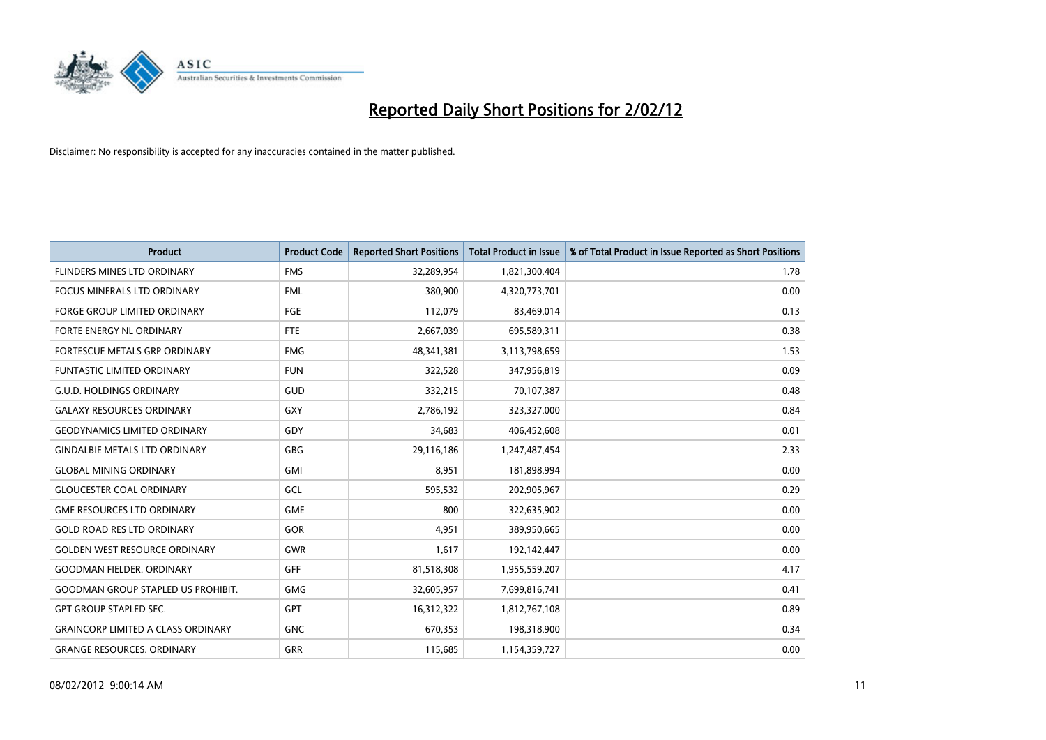# Reported Daily Short Positions for 2/02/12

Disclaimer: No responsibility is accepted for any inaccuracies contained in the matter published.

| Product | Product Code | Reported Short Positions | Total Product in Issue | % of Total Product in Issue Reported as Short Positions |
|---|---|---|---|---|
| FLINDERS MINES LTD ORDINARY | FMS | 32,289,954 | 1,821,300,404 | 1.78 |
| FOCUS MINERALS LTD ORDINARY | FML | 380,900 | 4,320,773,701 | 0.00 |
| FORGE GROUP LIMITED ORDINARY | FGE | 112,079 | 83,469,014 | 0.13 |
| FORTE ENERGY NL ORDINARY | FTE | 2,667,039 | 695,589,311 | 0.38 |
| FORTESCUE METALS GRP ORDINARY | FMG | 48,341,381 | 3,113,798,659 | 1.53 |
| FUNTASTIC LIMITED ORDINARY | FUN | 322,528 | 347,956,819 | 0.09 |
| G.U.D. HOLDINGS ORDINARY | GUD | 332,215 | 70,107,387 | 0.48 |
| GALAXY RESOURCES ORDINARY | GXY | 2,786,192 | 323,327,000 | 0.84 |
| GEODYNAMICS LIMITED ORDINARY | GDY | 34,683 | 406,452,608 | 0.01 |
| GINDALBIE METALS LTD ORDINARY | GBG | 29,116,186 | 1,247,487,454 | 2.33 |
| GLOBAL MINING ORDINARY | GMI | 8,951 | 181,898,994 | 0.00 |
| GLOUCESTER COAL ORDINARY | GCL | 595,532 | 202,905,967 | 0.29 |
| GME RESOURCES LTD ORDINARY | GME | 800 | 322,635,902 | 0.00 |
| GOLD ROAD RES LTD ORDINARY | GOR | 4,951 | 389,950,665 | 0.00 |
| GOLDEN WEST RESOURCE ORDINARY | GWR | 1,617 | 192,142,447 | 0.00 |
| GOODMAN FIELDER. ORDINARY | GFF | 81,518,308 | 1,955,559,207 | 4.17 |
| GOODMAN GROUP STAPLED US PROHIBIT. | GMG | 32,605,957 | 7,699,816,741 | 0.41 |
| GPT GROUP STAPLED SEC. | GPT | 16,312,322 | 1,812,767,108 | 0.89 |
| GRAINCORP LIMITED A CLASS ORDINARY | GNC | 670,353 | 198,318,900 | 0.34 |
| GRANGE RESOURCES. ORDINARY | GRR | 115,685 | 1,154,359,727 | 0.00 |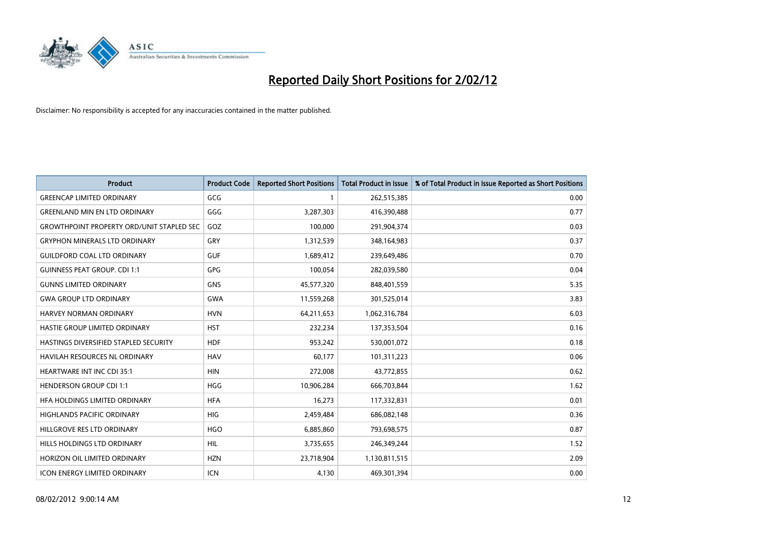# Reported Daily Short Positions for 2/02/12

Disclaimer: No responsibility is accepted for any inaccuracies contained in the matter published.

| Product | Product Code | Reported Short Positions | Total Product in Issue | % of Total Product in Issue Reported as Short Positions |
|---|---|---|---|---|
| GREENCAP LIMITED ORDINARY | GCG | 1 | 262,515,385 | 0.00 |
| GREENLAND MIN EN LTD ORDINARY | GGG | 3,287,303 | 416,390,488 | 0.77 |
| GROWTHPOINT PROPERTY ORD/UNIT STAPLED SEC | GOZ | 100,000 | 291,904,374 | 0.03 |
| GRYPHON MINERALS LTD ORDINARY | GRY | 1,312,539 | 348,164,983 | 0.37 |
| GUILDFORD COAL LTD ORDINARY | GUF | 1,689,412 | 239,649,486 | 0.70 |
| GUINNESS PEAT GROUP. CDI 1:1 | GPG | 100,054 | 282,039,580 | 0.04 |
| GUNNS LIMITED ORDINARY | GNS | 45,577,320 | 848,401,559 | 5.35 |
| GWA GROUP LTD ORDINARY | GWA | 11,559,268 | 301,525,014 | 3.83 |
| HARVEY NORMAN ORDINARY | HVN | 64,211,653 | 1,062,316,784 | 6.03 |
| HASTIE GROUP LIMITED ORDINARY | HST | 232,234 | 137,353,504 | 0.16 |
| HASTINGS DIVERSIFIED STAPLED SECURITY | HDF | 953,242 | 530,001,072 | 0.18 |
| HAVILAH RESOURCES NL ORDINARY | HAV | 60,177 | 101,311,223 | 0.06 |
| HEARTWARE INT INC CDI 35:1 | HIN | 272,008 | 43,772,855 | 0.62 |
| HENDERSON GROUP CDI 1:1 | HGG | 10,906,284 | 666,703,844 | 1.62 |
| HFA HOLDINGS LIMITED ORDINARY | HFA | 16,273 | 117,332,831 | 0.01 |
| HIGHLANDS PACIFIC ORDINARY | HIG | 2,459,484 | 686,082,148 | 0.36 |
| HILLGROVE RES LTD ORDINARY | HGO | 6,885,860 | 793,698,575 | 0.87 |
| HILLS HOLDINGS LTD ORDINARY | HIL | 3,735,655 | 246,349,244 | 1.52 |
| HORIZON OIL LIMITED ORDINARY | HZN | 23,718,904 | 1,130,811,515 | 2.09 |
| ICON ENERGY LIMITED ORDINARY | ICN | 4,130 | 469,301,394 | 0.00 |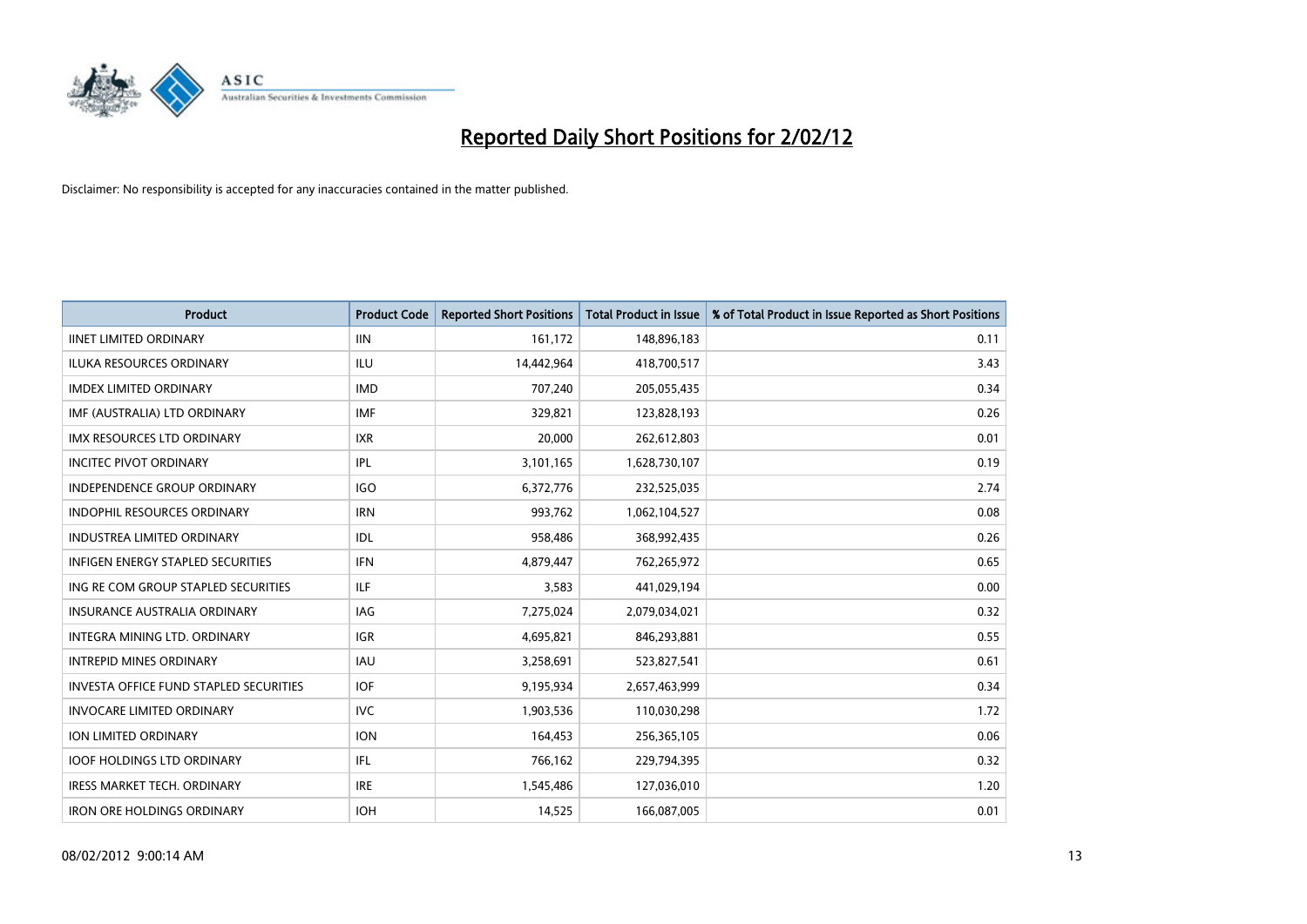# Reported Daily Short Positions for 2/02/12

Disclaimer: No responsibility is accepted for any inaccuracies contained in the matter published.

| Product | Product Code | Reported Short Positions | Total Product in Issue | % of Total Product in Issue Reported as Short Positions |
|---|---|---|---|---|
| IINET LIMITED ORDINARY | IIN | 161,172 | 148,896,183 | 0.11 |
| ILUKA RESOURCES ORDINARY | ILU | 14,442,964 | 418,700,517 | 3.43 |
| IMDEX LIMITED ORDINARY | IMD | 707,240 | 205,055,435 | 0.34 |
| IMF (AUSTRALIA) LTD ORDINARY | IMF | 329,821 | 123,828,193 | 0.26 |
| IMX RESOURCES LTD ORDINARY | IXR | 20,000 | 262,612,803 | 0.01 |
| INCITEC PIVOT ORDINARY | IPL | 3,101,165 | 1,628,730,107 | 0.19 |
| INDEPENDENCE GROUP ORDINARY | IGO | 6,372,776 | 232,525,035 | 2.74 |
| INDOPHIL RESOURCES ORDINARY | IRN | 993,762 | 1,062,104,527 | 0.08 |
| INDUSTREA LIMITED ORDINARY | IDL | 958,486 | 368,992,435 | 0.26 |
| INFIGEN ENERGY STAPLED SECURITIES | IFN | 4,879,447 | 762,265,972 | 0.65 |
| ING RE COM GROUP STAPLED SECURITIES | ILF | 3,583 | 441,029,194 | 0.00 |
| INSURANCE AUSTRALIA ORDINARY | IAG | 7,275,024 | 2,079,034,021 | 0.32 |
| INTEGRA MINING LTD. ORDINARY | IGR | 4,695,821 | 846,293,881 | 0.55 |
| INTREPID MINES ORDINARY | IAU | 3,258,691 | 523,827,541 | 0.61 |
| INVESTA OFFICE FUND STAPLED SECURITIES | IOF | 9,195,934 | 2,657,463,999 | 0.34 |
| INVOCARE LIMITED ORDINARY | IVC | 1,903,536 | 110,030,298 | 1.72 |
| ION LIMITED ORDINARY | ION | 164,453 | 256,365,105 | 0.06 |
| IOOF HOLDINGS LTD ORDINARY | IFL | 766,162 | 229,794,395 | 0.32 |
| IRESS MARKET TECH. ORDINARY | IRE | 1,545,486 | 127,036,010 | 1.20 |
| IRON ORE HOLDINGS ORDINARY | IOH | 14,525 | 166,087,005 | 0.01 |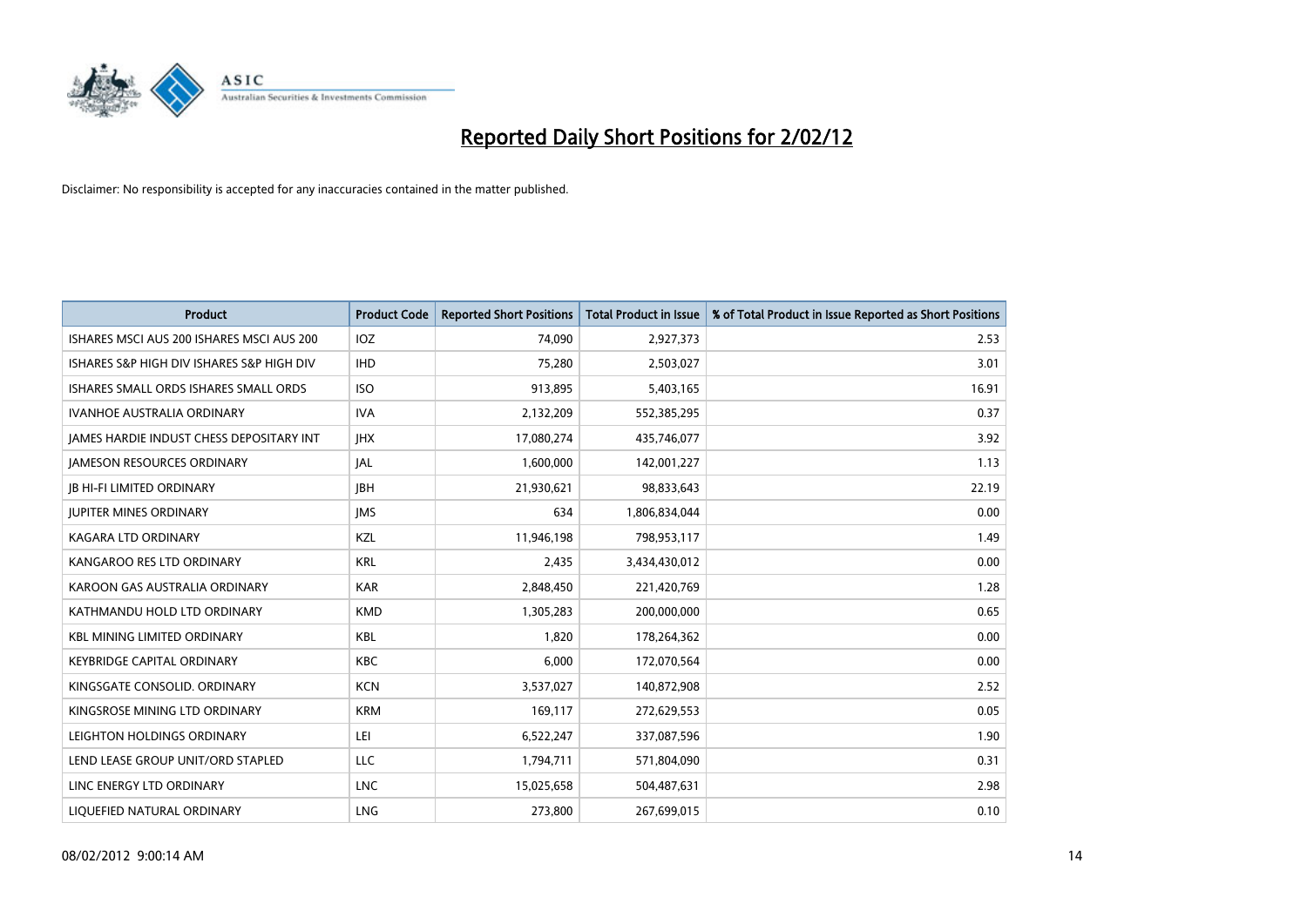# Reported Daily Short Positions for 2/02/12

Disclaimer: No responsibility is accepted for any inaccuracies contained in the matter published.

| Product | Product Code | Reported Short Positions | Total Product in Issue | % of Total Product in Issue Reported as Short Positions |
|---|---|---|---|---|
| ISHARES MSCI AUS 200 ISHARES MSCI AUS 200 | IOZ | 74,090 | 2,927,373 | 2.53 |
| ISHARES S&P HIGH DIV ISHARES S&P HIGH DIV | IHD | 75,280 | 2,503,027 | 3.01 |
| ISHARES SMALL ORDS ISHARES SMALL ORDS | ISO | 913,895 | 5,403,165 | 16.91 |
| IVANHOE AUSTRALIA ORDINARY | IVA | 2,132,209 | 552,385,295 | 0.37 |
| JAMES HARDIE INDUST CHESS DEPOSITARY INT | JHX | 17,080,274 | 435,746,077 | 3.92 |
| JAMESON RESOURCES ORDINARY | JAL | 1,600,000 | 142,001,227 | 1.13 |
| JB HI-FI LIMITED ORDINARY | JBH | 21,930,621 | 98,833,643 | 22.19 |
| JUPITER MINES ORDINARY | JMS | 634 | 1,806,834,044 | 0.00 |
| KAGARA LTD ORDINARY | KZL | 11,946,198 | 798,953,117 | 1.49 |
| KANGAROO RES LTD ORDINARY | KRL | 2,435 | 3,434,430,012 | 0.00 |
| KAROON GAS AUSTRALIA ORDINARY | KAR | 2,848,450 | 221,420,769 | 1.28 |
| KATHMANDU HOLD LTD ORDINARY | KMD | 1,305,283 | 200,000,000 | 0.65 |
| KBL MINING LIMITED ORDINARY | KBL | 1,820 | 178,264,362 | 0.00 |
| KEYBRIDGE CAPITAL ORDINARY | KBC | 6,000 | 172,070,564 | 0.00 |
| KINGSGATE CONSOLID. ORDINARY | KCN | 3,537,027 | 140,872,908 | 2.52 |
| KINGSROSE MINING LTD ORDINARY | KRM | 169,117 | 272,629,553 | 0.05 |
| LEIGHTON HOLDINGS ORDINARY | LEI | 6,522,247 | 337,087,596 | 1.90 |
| LEND LEASE GROUP UNIT/ORD STAPLED | LLC | 1,794,711 | 571,804,090 | 0.31 |
| LINC ENERGY LTD ORDINARY | LNC | 15,025,658 | 504,487,631 | 2.98 |
| LIQUEFIED NATURAL ORDINARY | LNG | 273,800 | 267,699,015 | 0.10 |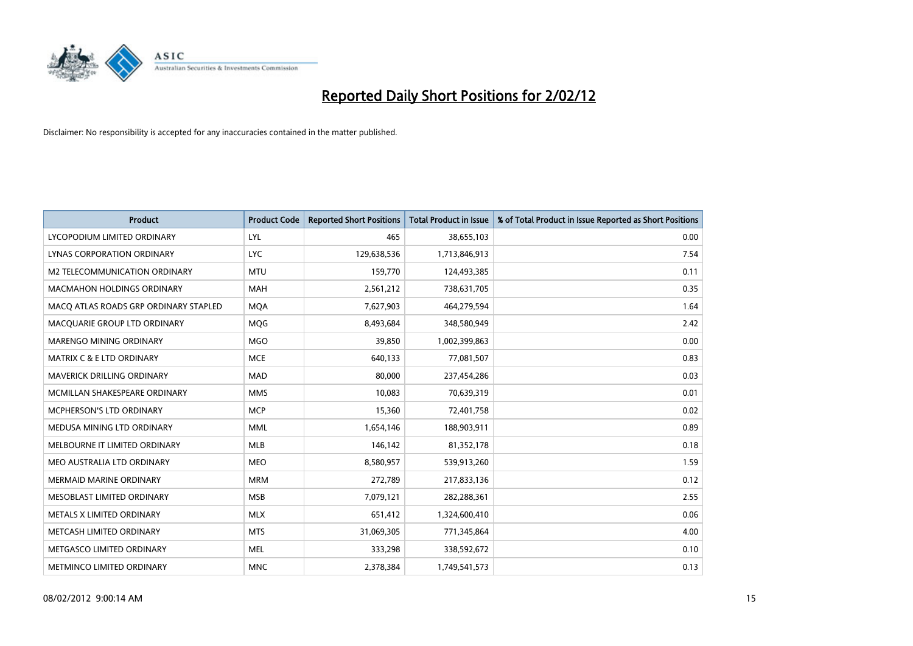# Reported Daily Short Positions for 2/02/12

Disclaimer: No responsibility is accepted for any inaccuracies contained in the matter published.

| Product | Product Code | Reported Short Positions | Total Product in Issue | % of Total Product in Issue Reported as Short Positions |
|---|---|---|---|---|
| LYCOPODIUM LIMITED ORDINARY | LYL | 465 | 38,655,103 | 0.00 |
| LYNAS CORPORATION ORDINARY | LYC | 129,638,536 | 1,713,846,913 | 7.54 |
| M2 TELECOMMUNICATION ORDINARY | MTU | 159,770 | 124,493,385 | 0.11 |
| MACMAHON HOLDINGS ORDINARY | MAH | 2,561,212 | 738,631,705 | 0.35 |
| MACQ ATLAS ROADS GRP ORDINARY STAPLED | MQA | 7,627,903 | 464,279,594 | 1.64 |
| MACQUARIE GROUP LTD ORDINARY | MQG | 8,493,684 | 348,580,949 | 2.42 |
| MARENGO MINING ORDINARY | MGO | 39,850 | 1,002,399,863 | 0.00 |
| MATRIX C & E LTD ORDINARY | MCE | 640,133 | 77,081,507 | 0.83 |
| MAVERICK DRILLING ORDINARY | MAD | 80,000 | 237,454,286 | 0.03 |
| MCMILLAN SHAKESPEARE ORDINARY | MMS | 10,083 | 70,639,319 | 0.01 |
| MCPHERSON'S LTD ORDINARY | MCP | 15,360 | 72,401,758 | 0.02 |
| MEDUSA MINING LTD ORDINARY | MML | 1,654,146 | 188,903,911 | 0.89 |
| MELBOURNE IT LIMITED ORDINARY | MLB | 146,142 | 81,352,178 | 0.18 |
| MEO AUSTRALIA LTD ORDINARY | MEO | 8,580,957 | 539,913,260 | 1.59 |
| MERMAID MARINE ORDINARY | MRM | 272,789 | 217,833,136 | 0.12 |
| MESOBLAST LIMITED ORDINARY | MSB | 7,079,121 | 282,288,361 | 2.55 |
| METALS X LIMITED ORDINARY | MLX | 651,412 | 1,324,600,410 | 0.06 |
| METCASH LIMITED ORDINARY | MTS | 31,069,305 | 771,345,864 | 4.00 |
| METGASCO LIMITED ORDINARY | MEL | 333,298 | 338,592,672 | 0.10 |
| METMINCO LIMITED ORDINARY | MNC | 2,378,384 | 1,749,541,573 | 0.13 |

08/02/2012 9:00:14 AM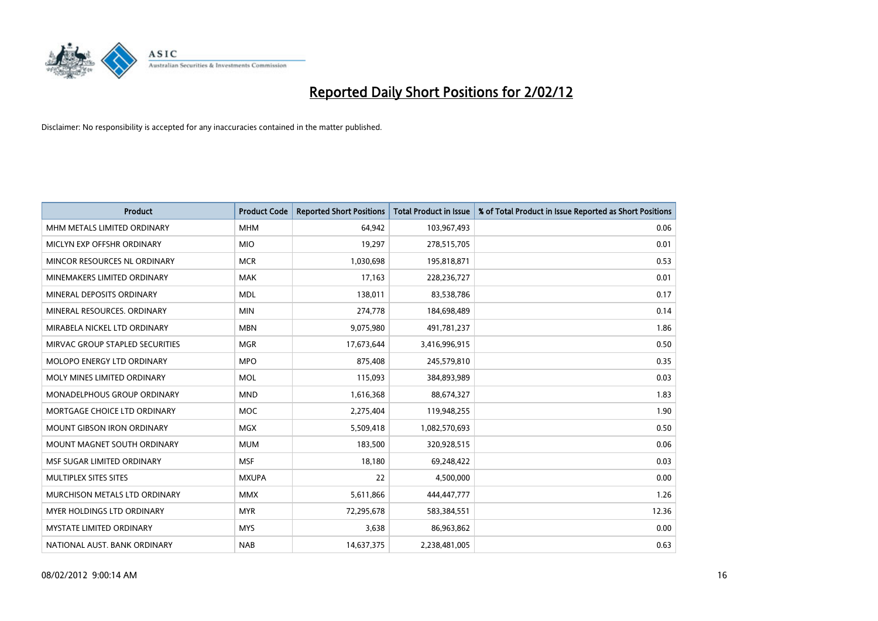# Reported Daily Short Positions for 2/02/12

Disclaimer: No responsibility is accepted for any inaccuracies contained in the matter published.

| Product | Product Code | Reported Short Positions | Total Product in Issue | % of Total Product in Issue Reported as Short Positions |
|---|---|---|---|---|
| MHM METALS LIMITED ORDINARY | MHM | 64,942 | 103,967,493 | 0.06 |
| MICLYN EXP OFFSHR ORDINARY | MIO | 19,297 | 278,515,705 | 0.01 |
| MINCOR RESOURCES NL ORDINARY | MCR | 1,030,698 | 195,818,871 | 0.53 |
| MINEMAKERS LIMITED ORDINARY | MAK | 17,163 | 228,236,727 | 0.01 |
| MINERAL DEPOSITS ORDINARY | MDL | 138,011 | 83,538,786 | 0.17 |
| MINERAL RESOURCES. ORDINARY | MIN | 274,778 | 184,698,489 | 0.14 |
| MIRABELA NICKEL LTD ORDINARY | MBN | 9,075,980 | 491,781,237 | 1.86 |
| MIRVAC GROUP STAPLED SECURITIES | MGR | 17,673,644 | 3,416,996,915 | 0.50 |
| MOLOPO ENERGY LTD ORDINARY | MPO | 875,408 | 245,579,810 | 0.35 |
| MOLY MINES LIMITED ORDINARY | MOL | 115,093 | 384,893,989 | 0.03 |
| MONADELPHOUS GROUP ORDINARY | MND | 1,616,368 | 88,674,327 | 1.83 |
| MORTGAGE CHOICE LTD ORDINARY | MOC | 2,275,404 | 119,948,255 | 1.90 |
| MOUNT GIBSON IRON ORDINARY | MGX | 5,509,418 | 1,082,570,693 | 0.50 |
| MOUNT MAGNET SOUTH ORDINARY | MUM | 183,500 | 320,928,515 | 0.06 |
| MSF SUGAR LIMITED ORDINARY | MSF | 18,180 | 69,248,422 | 0.03 |
| MULTIPLEX SITES SITES | MXUPA | 22 | 4,500,000 | 0.00 |
| MURCHISON METALS LTD ORDINARY | MMX | 5,611,866 | 444,447,777 | 1.26 |
| MYER HOLDINGS LTD ORDINARY | MYR | 72,295,678 | 583,384,551 | 12.36 |
| MYSTATE LIMITED ORDINARY | MYS | 3,638 | 86,963,862 | 0.00 |
| NATIONAL AUST. BANK ORDINARY | NAB | 14,637,375 | 2,238,481,005 | 0.63 |

08/02/2012 9:00:14 AM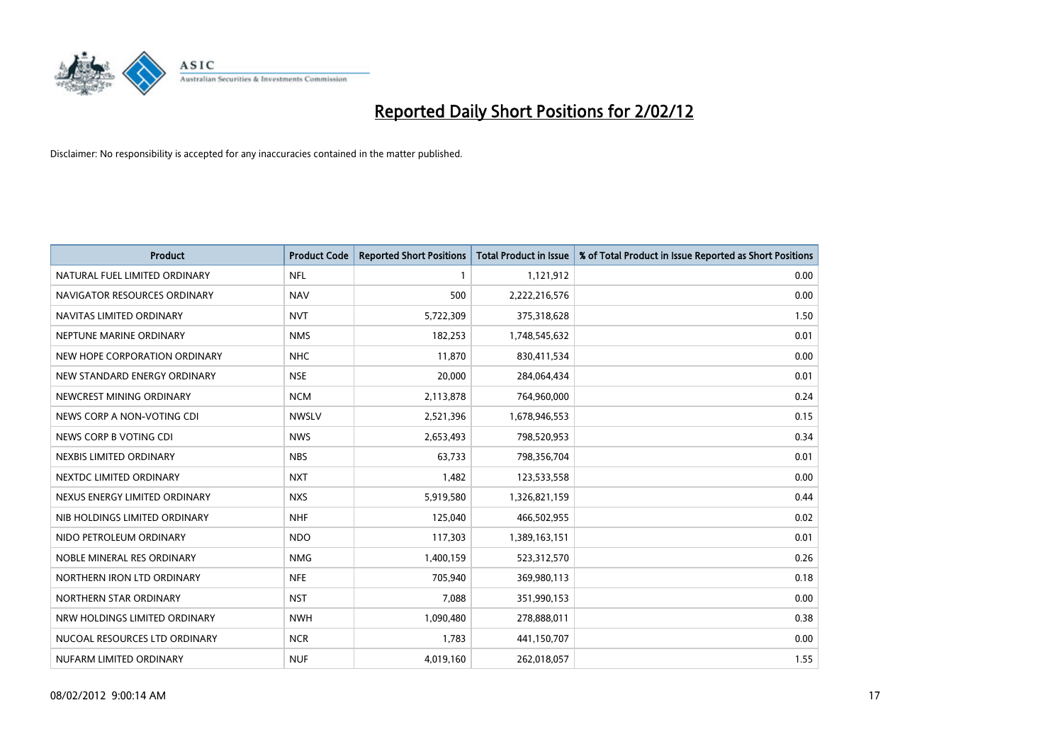# Reported Daily Short Positions for 2/02/12

Disclaimer: No responsibility is accepted for any inaccuracies contained in the matter published.

| Product | Product Code | Reported Short Positions | Total Product in Issue | % of Total Product in Issue Reported as Short Positions |
|---|---|---|---|---|
| NATURAL FUEL LIMITED ORDINARY | NFL | 1 | 1,121,912 | 0.00 |
| NAVIGATOR RESOURCES ORDINARY | NAV | 500 | 2,222,216,576 | 0.00 |
| NAVITAS LIMITED ORDINARY | NVT | 5,722,309 | 375,318,628 | 1.50 |
| NEPTUNE MARINE ORDINARY | NMS | 182,253 | 1,748,545,632 | 0.01 |
| NEW HOPE CORPORATION ORDINARY | NHC | 11,870 | 830,411,534 | 0.00 |
| NEW STANDARD ENERGY ORDINARY | NSE | 20,000 | 284,064,434 | 0.01 |
| NEWCREST MINING ORDINARY | NCM | 2,113,878 | 764,960,000 | 0.24 |
| NEWS CORP A NON-VOTING CDI | NWSLV | 2,521,396 | 1,678,946,553 | 0.15 |
| NEWS CORP B VOTING CDI | NWS | 2,653,493 | 798,520,953 | 0.34 |
| NEXBIS LIMITED ORDINARY | NBS | 63,733 | 798,356,704 | 0.01 |
| NEXTDC LIMITED ORDINARY | NXT | 1,482 | 123,533,558 | 0.00 |
| NEXUS ENERGY LIMITED ORDINARY | NXS | 5,919,580 | 1,326,821,159 | 0.44 |
| NIB HOLDINGS LIMITED ORDINARY | NHF | 125,040 | 466,502,955 | 0.02 |
| NIDO PETROLEUM ORDINARY | NDO | 117,303 | 1,389,163,151 | 0.01 |
| NOBLE MINERAL RES ORDINARY | NMG | 1,400,159 | 523,312,570 | 0.26 |
| NORTHERN IRON LTD ORDINARY | NFE | 705,940 | 369,980,113 | 0.18 |
| NORTHERN STAR ORDINARY | NST | 7,088 | 351,990,153 | 0.00 |
| NRW HOLDINGS LIMITED ORDINARY | NWH | 1,090,480 | 278,888,011 | 0.38 |
| NUCOAL RESOURCES LTD ORDINARY | NCR | 1,783 | 441,150,707 | 0.00 |
| NUFARM LIMITED ORDINARY | NUF | 4,019,160 | 262,018,057 | 1.55 |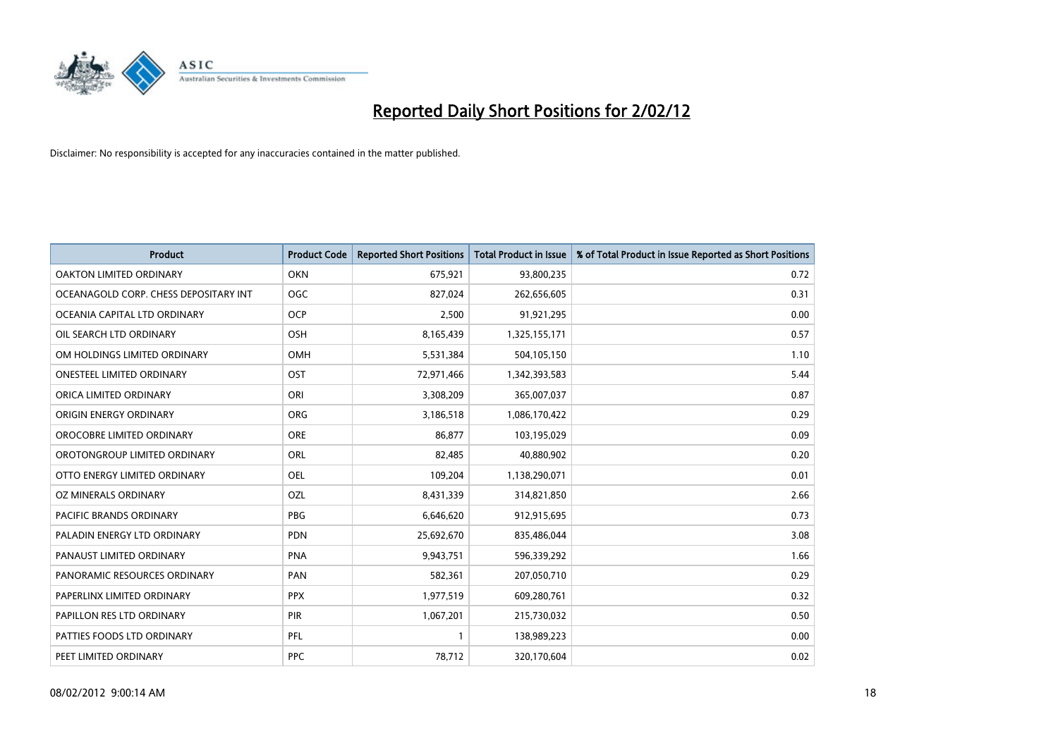# Reported Daily Short Positions for 2/02/12

Disclaimer: No responsibility is accepted for any inaccuracies contained in the matter published.

| Product | Product Code | Reported Short Positions | Total Product in Issue | % of Total Product in Issue Reported as Short Positions |
|---|---|---|---|---|
| OAKTON LIMITED ORDINARY | OKN | 675,921 | 93,800,235 | 0.72 |
| OCEANAGOLD CORP. CHESS DEPOSITARY INT | OGC | 827,024 | 262,656,605 | 0.31 |
| OCEANIA CAPITAL LTD ORDINARY | OCP | 2,500 | 91,921,295 | 0.00 |
| OIL SEARCH LTD ORDINARY | OSH | 8,165,439 | 1,325,155,171 | 0.57 |
| OM HOLDINGS LIMITED ORDINARY | OMH | 5,531,384 | 504,105,150 | 1.10 |
| ONESTEEL LIMITED ORDINARY | OST | 72,971,466 | 1,342,393,583 | 5.44 |
| ORICA LIMITED ORDINARY | ORI | 3,308,209 | 365,007,037 | 0.87 |
| ORIGIN ENERGY ORDINARY | ORG | 3,186,518 | 1,086,170,422 | 0.29 |
| OROCOBRE LIMITED ORDINARY | ORE | 86,877 | 103,195,029 | 0.09 |
| OROTONGROUP LIMITED ORDINARY | ORL | 82,485 | 40,880,902 | 0.20 |
| OTTO ENERGY LIMITED ORDINARY | OEL | 109,204 | 1,138,290,071 | 0.01 |
| OZ MINERALS ORDINARY | OZL | 8,431,339 | 314,821,850 | 2.66 |
| PACIFIC BRANDS ORDINARY | PBG | 6,646,620 | 912,915,695 | 0.73 |
| PALADIN ENERGY LTD ORDINARY | PDN | 25,692,670 | 835,486,044 | 3.08 |
| PANAUST LIMITED ORDINARY | PNA | 9,943,751 | 596,339,292 | 1.66 |
| PANORAMIC RESOURCES ORDINARY | PAN | 582,361 | 207,050,710 | 0.29 |
| PAPERLINX LIMITED ORDINARY | PPX | 1,977,519 | 609,280,761 | 0.32 |
| PAPILLON RES LTD ORDINARY | PIR | 1,067,201 | 215,730,032 | 0.50 |
| PATTIES FOODS LTD ORDINARY | PFL | 1 | 138,989,223 | 0.00 |
| PEET LIMITED ORDINARY | PPC | 78,712 | 320,170,604 | 0.02 |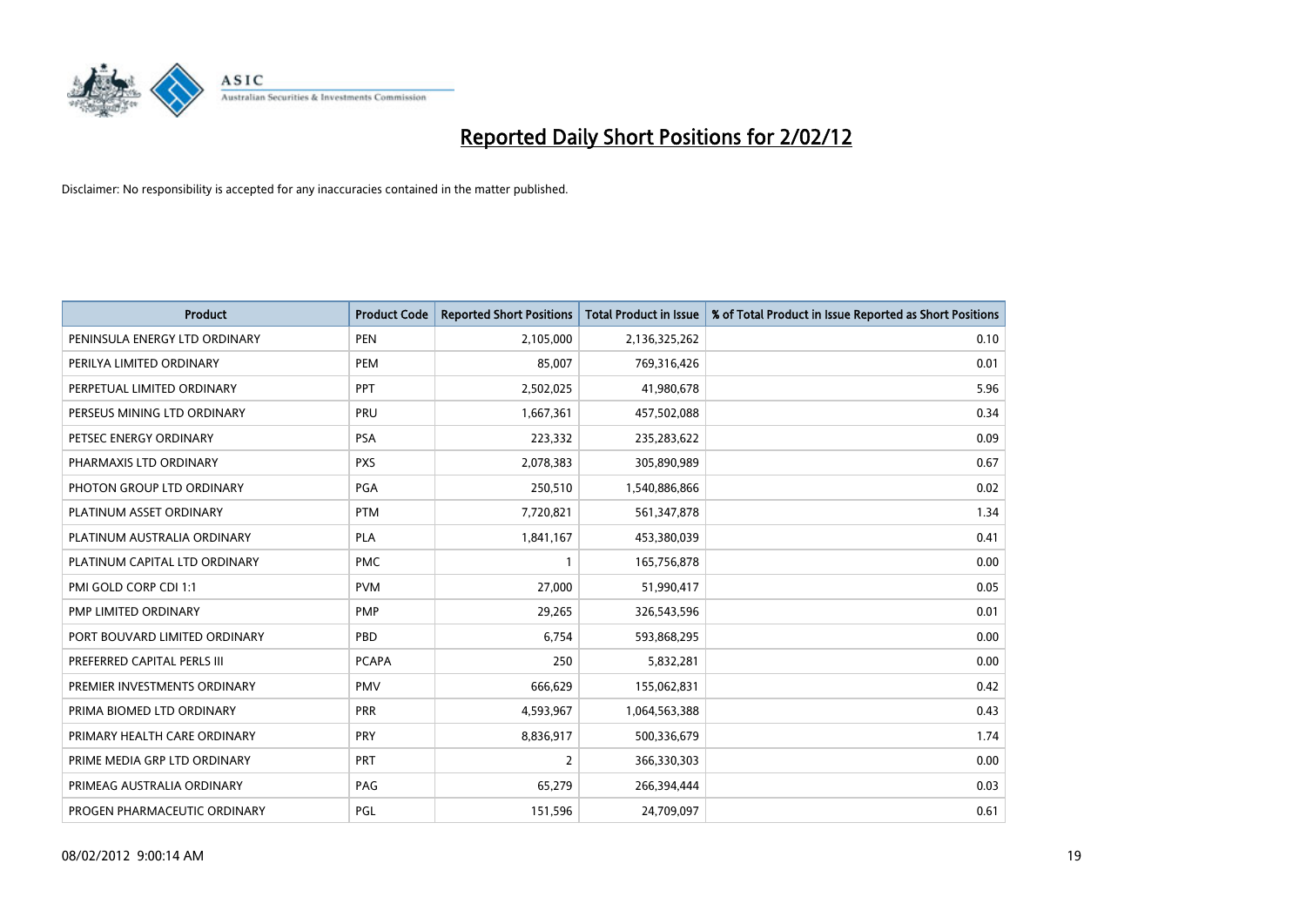# Reported Daily Short Positions for 2/02/12

Disclaimer: No responsibility is accepted for any inaccuracies contained in the matter published.

| Product | Product Code | Reported Short Positions | Total Product in Issue | % of Total Product in Issue Reported as Short Positions |
|---|---|---|---|---|
| PENINSULA ENERGY LTD ORDINARY | PEN | 2,105,000 | 2,136,325,262 | 0.10 |
| PERILYA LIMITED ORDINARY | PEM | 85,007 | 769,316,426 | 0.01 |
| PERPETUAL LIMITED ORDINARY | PPT | 2,502,025 | 41,980,678 | 5.96 |
| PERSEUS MINING LTD ORDINARY | PRU | 1,667,361 | 457,502,088 | 0.34 |
| PETSEC ENERGY ORDINARY | PSA | 223,332 | 235,283,622 | 0.09 |
| PHARMAXIS LTD ORDINARY | PXS | 2,078,383 | 305,890,989 | 0.67 |
| PHOTON GROUP LTD ORDINARY | PGA | 250,510 | 1,540,886,866 | 0.02 |
| PLATINUM ASSET ORDINARY | PTM | 7,720,821 | 561,347,878 | 1.34 |
| PLATINUM AUSTRALIA ORDINARY | PLA | 1,841,167 | 453,380,039 | 0.41 |
| PLATINUM CAPITAL LTD ORDINARY | PMC | 1 | 165,756,878 | 0.00 |
| PMI GOLD CORP CDI 1:1 | PVM | 27,000 | 51,990,417 | 0.05 |
| PMP LIMITED ORDINARY | PMP | 29,265 | 326,543,596 | 0.01 |
| PORT BOUVARD LIMITED ORDINARY | PBD | 6,754 | 593,868,295 | 0.00 |
| PREFERRED CAPITAL PERLS III | PCAPA | 250 | 5,832,281 | 0.00 |
| PREMIER INVESTMENTS ORDINARY | PMV | 666,629 | 155,062,831 | 0.42 |
| PRIMA BIOMED LTD ORDINARY | PRR | 4,593,967 | 1,064,563,388 | 0.43 |
| PRIMARY HEALTH CARE ORDINARY | PRY | 8,836,917 | 500,336,679 | 1.74 |
| PRIME MEDIA GRP LTD ORDINARY | PRT | 2 | 366,330,303 | 0.00 |
| PRIMEAG AUSTRALIA ORDINARY | PAG | 65,279 | 266,394,444 | 0.03 |
| PROGEN PHARMACEUTIC ORDINARY | PGL | 151,596 | 24,709,097 | 0.61 |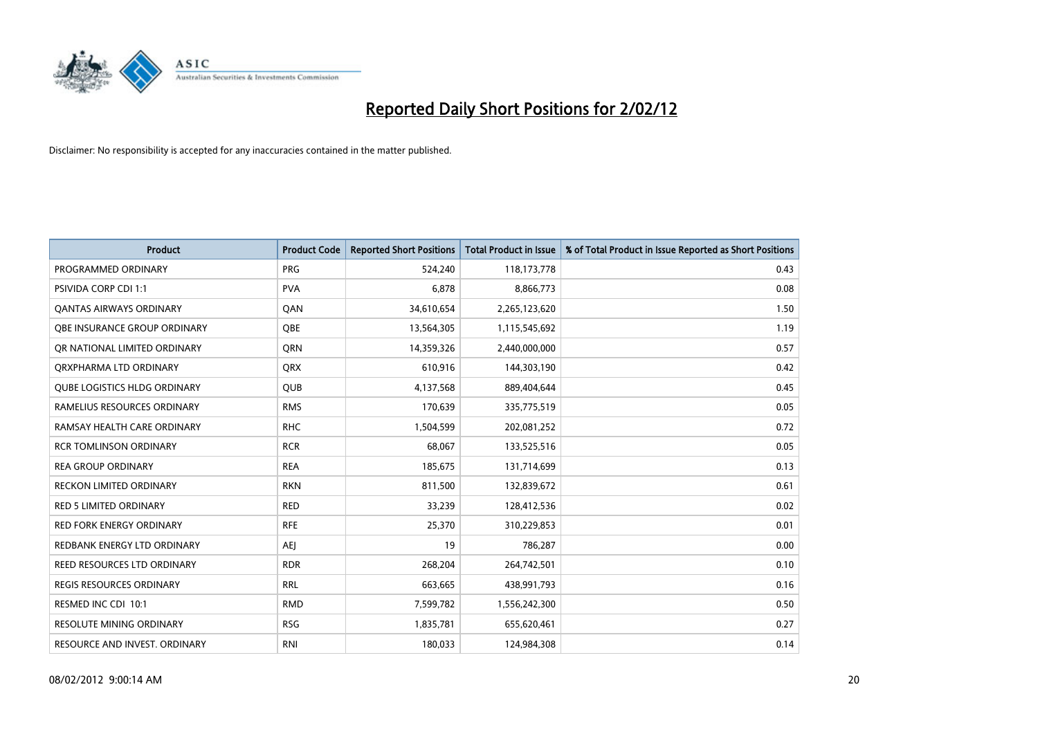# Reported Daily Short Positions for 2/02/12

Disclaimer: No responsibility is accepted for any inaccuracies contained in the matter published.

| Product | Product Code | Reported Short Positions | Total Product in Issue | % of Total Product in Issue Reported as Short Positions |
|---|---|---|---|---|
| PROGRAMMED ORDINARY | PRG | 524,240 | 118,173,778 | 0.43 |
| PSIVIDA CORP CDI 1:1 | PVA | 6,878 | 8,866,773 | 0.08 |
| QANTAS AIRWAYS ORDINARY | QAN | 34,610,654 | 2,265,123,620 | 1.50 |
| QBE INSURANCE GROUP ORDINARY | QBE | 13,564,305 | 1,115,545,692 | 1.19 |
| QR NATIONAL LIMITED ORDINARY | QRN | 14,359,326 | 2,440,000,000 | 0.57 |
| QRXPHARMA LTD ORDINARY | QRX | 610,916 | 144,303,190 | 0.42 |
| QUBE LOGISTICS HLDG ORDINARY | QUB | 4,137,568 | 889,404,644 | 0.45 |
| RAMELIUS RESOURCES ORDINARY | RMS | 170,639 | 335,775,519 | 0.05 |
| RAMSAY HEALTH CARE ORDINARY | RHC | 1,504,599 | 202,081,252 | 0.72 |
| RCR TOMLINSON ORDINARY | RCR | 68,067 | 133,525,516 | 0.05 |
| REA GROUP ORDINARY | REA | 185,675 | 131,714,699 | 0.13 |
| RECKON LIMITED ORDINARY | RKN | 811,500 | 132,839,672 | 0.61 |
| RED 5 LIMITED ORDINARY | RED | 33,239 | 128,412,536 | 0.02 |
| RED FORK ENERGY ORDINARY | RFE | 25,370 | 310,229,853 | 0.01 |
| REDBANK ENERGY LTD ORDINARY | AEJ | 19 | 786,287 | 0.00 |
| REED RESOURCES LTD ORDINARY | RDR | 268,204 | 264,742,501 | 0.10 |
| REGIS RESOURCES ORDINARY | RRL | 663,665 | 438,991,793 | 0.16 |
| RESMED INC CDI 10:1 | RMD | 7,599,782 | 1,556,242,300 | 0.50 |
| RESOLUTE MINING ORDINARY | RSG | 1,835,781 | 655,620,461 | 0.27 |
| RESOURCE AND INVEST. ORDINARY | RNI | 180,033 | 124,984,308 | 0.14 |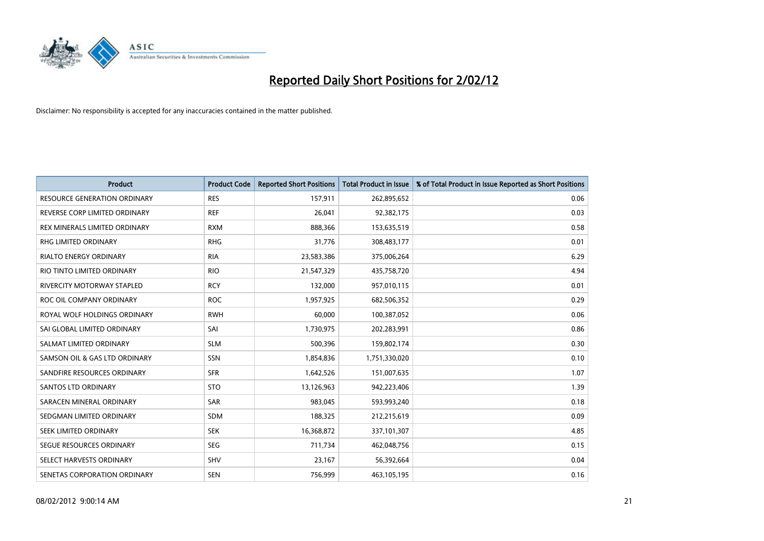# Reported Daily Short Positions for 2/02/12

Disclaimer: No responsibility is accepted for any inaccuracies contained in the matter published.

| Product | Product Code | Reported Short Positions | Total Product in Issue | % of Total Product in Issue Reported as Short Positions |
|---|---|---|---|---|
| RESOURCE GENERATION ORDINARY | RES | 157,911 | 262,895,652 | 0.06 |
| REVERSE CORP LIMITED ORDINARY | REF | 26,041 | 92,382,175 | 0.03 |
| REX MINERALS LIMITED ORDINARY | RXM | 888,366 | 153,635,519 | 0.58 |
| RHG LIMITED ORDINARY | RHG | 31,776 | 308,483,177 | 0.01 |
| RIALTO ENERGY ORDINARY | RIA | 23,583,386 | 375,006,264 | 6.29 |
| RIO TINTO LIMITED ORDINARY | RIO | 21,547,329 | 435,758,720 | 4.94 |
| RIVERCITY MOTORWAY STAPLED | RCY | 132,000 | 957,010,115 | 0.01 |
| ROC OIL COMPANY ORDINARY | ROC | 1,957,925 | 682,506,352 | 0.29 |
| ROYAL WOLF HOLDINGS ORDINARY | RWH | 60,000 | 100,387,052 | 0.06 |
| SAI GLOBAL LIMITED ORDINARY | SAI | 1,730,975 | 202,283,991 | 0.86 |
| SALMAT LIMITED ORDINARY | SLM | 500,396 | 159,802,174 | 0.30 |
| SAMSON OIL & GAS LTD ORDINARY | SSN | 1,854,836 | 1,751,330,020 | 0.10 |
| SANDFIRE RESOURCES ORDINARY | SFR | 1,642,526 | 151,007,635 | 1.07 |
| SANTOS LTD ORDINARY | STO | 13,126,963 | 942,223,406 | 1.39 |
| SARACEN MINERAL ORDINARY | SAR | 983,045 | 593,993,240 | 0.18 |
| SEDGMAN LIMITED ORDINARY | SDM | 188,325 | 212,215,619 | 0.09 |
| SEEK LIMITED ORDINARY | SEK | 16,368,872 | 337,101,307 | 4.85 |
| SEGUE RESOURCES ORDINARY | SEG | 711,734 | 462,048,756 | 0.15 |
| SELECT HARVESTS ORDINARY | SHV | 23,167 | 56,392,664 | 0.04 |
| SENETAS CORPORATION ORDINARY | SEN | 756,999 | 463,105,195 | 0.16 |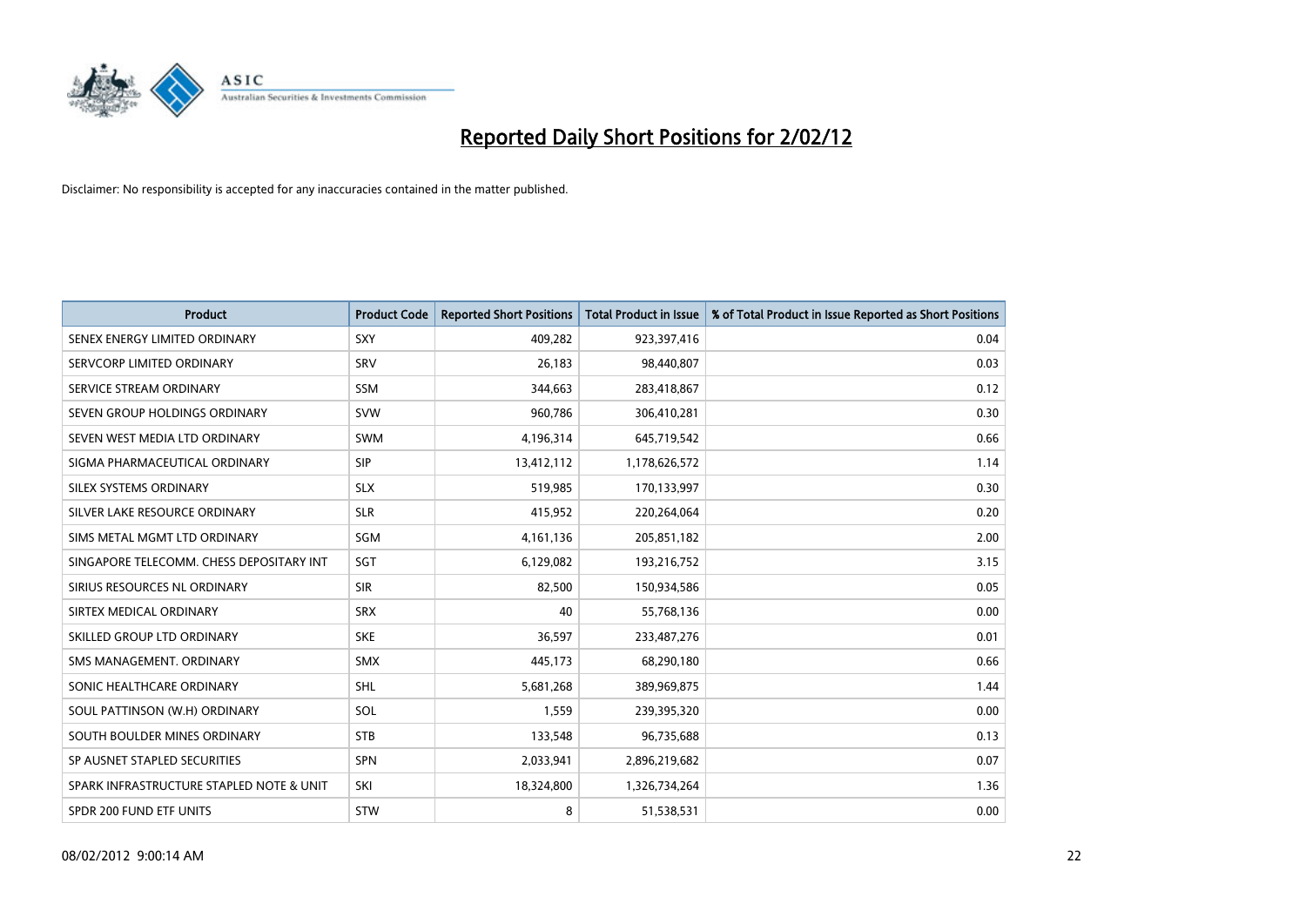# Reported Daily Short Positions for 2/02/12

Disclaimer: No responsibility is accepted for any inaccuracies contained in the matter published.

| Product | Product Code | Reported Short Positions | Total Product in Issue | % of Total Product in Issue Reported as Short Positions |
|---|---|---|---|---|
| SENEX ENERGY LIMITED ORDINARY | SXY | 409,282 | 923,397,416 | 0.04 |
| SERVCORP LIMITED ORDINARY | SRV | 26,183 | 98,440,807 | 0.03 |
| SERVICE STREAM ORDINARY | SSM | 344,663 | 283,418,867 | 0.12 |
| SEVEN GROUP HOLDINGS ORDINARY | SVW | 960,786 | 306,410,281 | 0.30 |
| SEVEN WEST MEDIA LTD ORDINARY | SWM | 4,196,314 | 645,719,542 | 0.66 |
| SIGMA PHARMACEUTICAL ORDINARY | SIP | 13,412,112 | 1,178,626,572 | 1.14 |
| SILEX SYSTEMS ORDINARY | SLX | 519,985 | 170,133,997 | 0.30 |
| SILVER LAKE RESOURCE ORDINARY | SLR | 415,952 | 220,264,064 | 0.20 |
| SIMS METAL MGMT LTD ORDINARY | SGM | 4,161,136 | 205,851,182 | 2.00 |
| SINGAPORE TELECOMM. CHESS DEPOSITARY INT | SGT | 6,129,082 | 193,216,752 | 3.15 |
| SIRIUS RESOURCES NL ORDINARY | SIR | 82,500 | 150,934,586 | 0.05 |
| SIRTEX MEDICAL ORDINARY | SRX | 40 | 55,768,136 | 0.00 |
| SKILLED GROUP LTD ORDINARY | SKE | 36,597 | 233,487,276 | 0.01 |
| SMS MANAGEMENT. ORDINARY | SMX | 445,173 | 68,290,180 | 0.66 |
| SONIC HEALTHCARE ORDINARY | SHL | 5,681,268 | 389,969,875 | 1.44 |
| SOUL PATTINSON (W.H) ORDINARY | SOL | 1,559 | 239,395,320 | 0.00 |
| SOUTH BOULDER MINES ORDINARY | STB | 133,548 | 96,735,688 | 0.13 |
| SP AUSNET STAPLED SECURITIES | SPN | 2,033,941 | 2,896,219,682 | 0.07 |
| SPARK INFRASTRUCTURE STAPLED NOTE & UNIT | SKI | 18,324,800 | 1,326,734,264 | 1.36 |
| SPDR 200 FUND ETF UNITS | STW | 8 | 51,538,531 | 0.00 |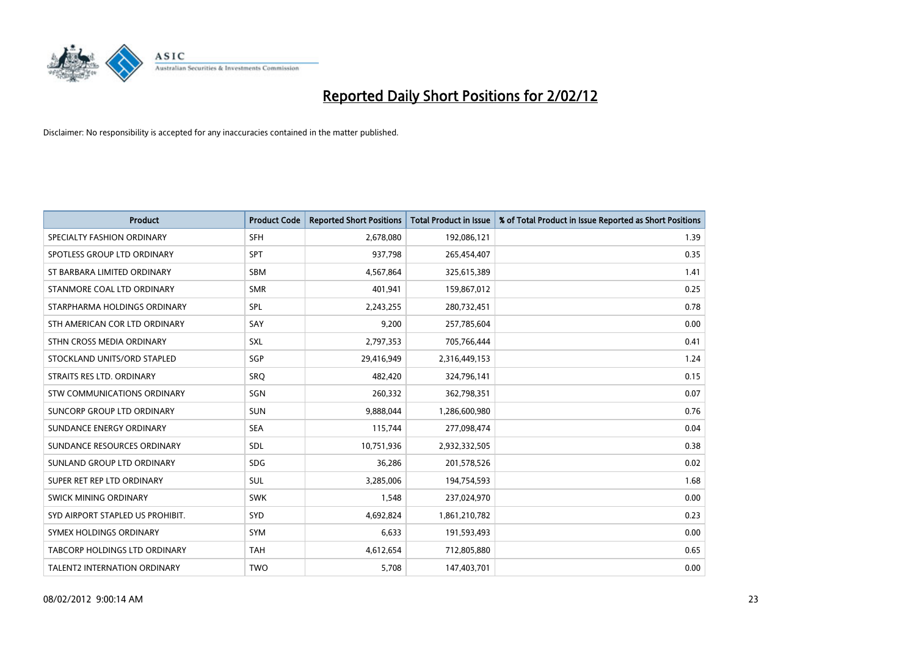# Reported Daily Short Positions for 2/02/12

Disclaimer: No responsibility is accepted for any inaccuracies contained in the matter published.

| Product | Product Code | Reported Short Positions | Total Product in Issue | % of Total Product in Issue Reported as Short Positions |
|---|---|---|---|---|
| SPECIALTY FASHION ORDINARY | SFH | 2,678,080 | 192,086,121 | 1.39 |
| SPOTLESS GROUP LTD ORDINARY | SPT | 937,798 | 265,454,407 | 0.35 |
| ST BARBARA LIMITED ORDINARY | SBM | 4,567,864 | 325,615,389 | 1.41 |
| STANMORE COAL LTD ORDINARY | SMR | 401,941 | 159,867,012 | 0.25 |
| STARPHARMA HOLDINGS ORDINARY | SPL | 2,243,255 | 280,732,451 | 0.78 |
| STH AMERICAN COR LTD ORDINARY | SAY | 9,200 | 257,785,604 | 0.00 |
| STHN CROSS MEDIA ORDINARY | SXL | 2,797,353 | 705,766,444 | 0.41 |
| STOCKLAND UNITS/ORD STAPLED | SGP | 29,416,949 | 2,316,449,153 | 1.24 |
| STRAITS RES LTD. ORDINARY | SRQ | 482,420 | 324,796,141 | 0.15 |
| STW COMMUNICATIONS ORDINARY | SGN | 260,332 | 362,798,351 | 0.07 |
| SUNCORP GROUP LTD ORDINARY | SUN | 9,888,044 | 1,286,600,980 | 0.76 |
| SUNDANCE ENERGY ORDINARY | SEA | 115,744 | 277,098,474 | 0.04 |
| SUNDANCE RESOURCES ORDINARY | SDL | 10,751,936 | 2,932,332,505 | 0.38 |
| SUNLAND GROUP LTD ORDINARY | SDG | 36,286 | 201,578,526 | 0.02 |
| SUPER RET REP LTD ORDINARY | SUL | 3,285,006 | 194,754,593 | 1.68 |
| SWICK MINING ORDINARY | SWK | 1,548 | 237,024,970 | 0.00 |
| SYD AIRPORT STAPLED US PROHIBIT. | SYD | 4,692,824 | 1,861,210,782 | 0.23 |
| SYMEX HOLDINGS ORDINARY | SYM | 6,633 | 191,593,493 | 0.00 |
| TABCORP HOLDINGS LTD ORDINARY | TAH | 4,612,654 | 712,805,880 | 0.65 |
| TALENT2 INTERNATION ORDINARY | TWO | 5,708 | 147,403,701 | 0.00 |

08/02/2012 9:00:14 AM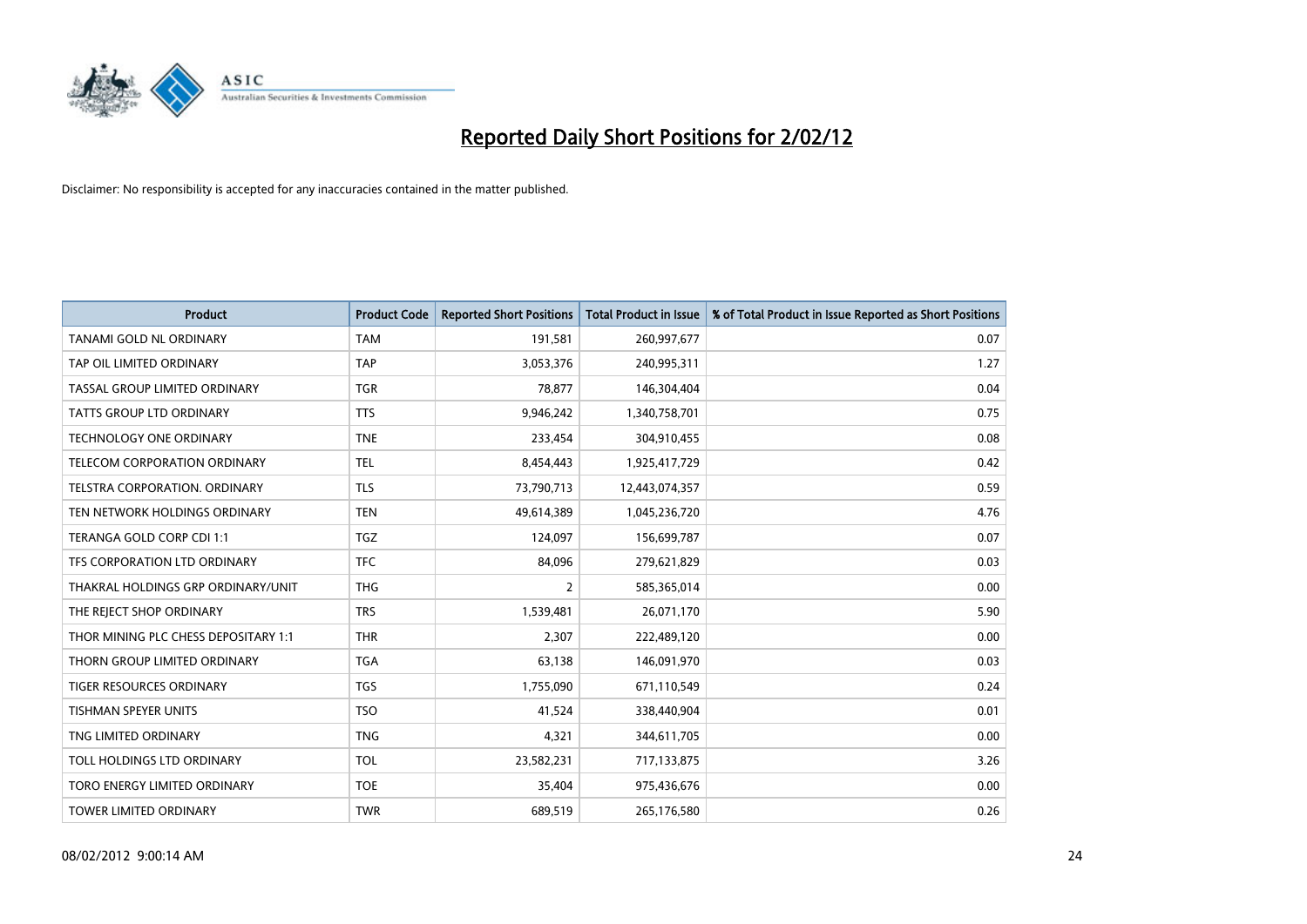# Reported Daily Short Positions for 2/02/12

Disclaimer: No responsibility is accepted for any inaccuracies contained in the matter published.

| Product | Product Code | Reported Short Positions | Total Product in Issue | % of Total Product in Issue Reported as Short Positions |
|---|---|---|---|---|
| TANAMI GOLD NL ORDINARY | TAM | 191,581 | 260,997,677 | 0.07 |
| TAP OIL LIMITED ORDINARY | TAP | 3,053,376 | 240,995,311 | 1.27 |
| TASSAL GROUP LIMITED ORDINARY | TGR | 78,877 | 146,304,404 | 0.04 |
| TATTS GROUP LTD ORDINARY | TTS | 9,946,242 | 1,340,758,701 | 0.75 |
| TECHNOLOGY ONE ORDINARY | TNE | 233,454 | 304,910,455 | 0.08 |
| TELECOM CORPORATION ORDINARY | TEL | 8,454,443 | 1,925,417,729 | 0.42 |
| TELSTRA CORPORATION. ORDINARY | TLS | 73,790,713 | 12,443,074,357 | 0.59 |
| TEN NETWORK HOLDINGS ORDINARY | TEN | 49,614,389 | 1,045,236,720 | 4.76 |
| TERANGA GOLD CORP CDI 1:1 | TGZ | 124,097 | 156,699,787 | 0.07 |
| TFS CORPORATION LTD ORDINARY | TFC | 84,096 | 279,621,829 | 0.03 |
| THAKRAL HOLDINGS GRP ORDINARY/UNIT | THG | 2 | 585,365,014 | 0.00 |
| THE REJECT SHOP ORDINARY | TRS | 1,539,481 | 26,071,170 | 5.90 |
| THOR MINING PLC CHESS DEPOSITARY 1:1 | THR | 2,307 | 222,489,120 | 0.00 |
| THORN GROUP LIMITED ORDINARY | TGA | 63,138 | 146,091,970 | 0.03 |
| TIGER RESOURCES ORDINARY | TGS | 1,755,090 | 671,110,549 | 0.24 |
| TISHMAN SPEYER UNITS | TSO | 41,524 | 338,440,904 | 0.01 |
| TNG LIMITED ORDINARY | TNG | 4,321 | 344,611,705 | 0.00 |
| TOLL HOLDINGS LTD ORDINARY | TOL | 23,582,231 | 717,133,875 | 3.26 |
| TORO ENERGY LIMITED ORDINARY | TOE | 35,404 | 975,436,676 | 0.00 |
| TOWER LIMITED ORDINARY | TWR | 689,519 | 265,176,580 | 0.26 |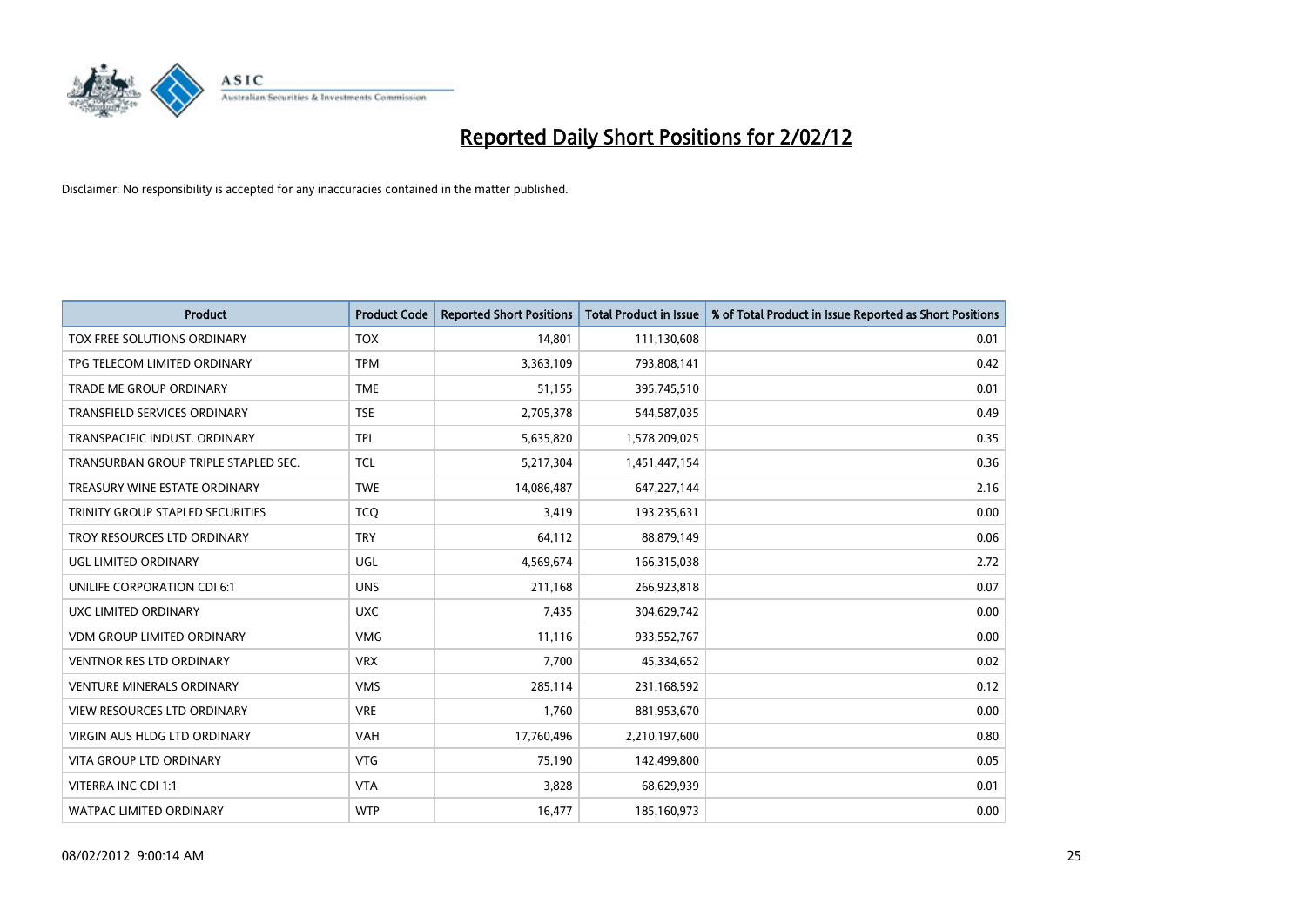# Reported Daily Short Positions for 2/02/12

Disclaimer: No responsibility is accepted for any inaccuracies contained in the matter published.

| Product | Product Code | Reported Short Positions | Total Product in Issue | % of Total Product in Issue Reported as Short Positions |
|---|---|---|---|---|
| TOX FREE SOLUTIONS ORDINARY | TOX | 14,801 | 111,130,608 | 0.01 |
| TPG TELECOM LIMITED ORDINARY | TPM | 3,363,109 | 793,808,141 | 0.42 |
| TRADE ME GROUP ORDINARY | TME | 51,155 | 395,745,510 | 0.01 |
| TRANSFIELD SERVICES ORDINARY | TSE | 2,705,378 | 544,587,035 | 0.49 |
| TRANSPACIFIC INDUST. ORDINARY | TPI | 5,635,820 | 1,578,209,025 | 0.35 |
| TRANSURBAN GROUP TRIPLE STAPLED SEC. | TCL | 5,217,304 | 1,451,447,154 | 0.36 |
| TREASURY WINE ESTATE ORDINARY | TWE | 14,086,487 | 647,227,144 | 2.16 |
| TRINITY GROUP STAPLED SECURITIES | TCQ | 3,419 | 193,235,631 | 0.00 |
| TROY RESOURCES LTD ORDINARY | TRY | 64,112 | 88,879,149 | 0.06 |
| UGL LIMITED ORDINARY | UGL | 4,569,674 | 166,315,038 | 2.72 |
| UNILIFE CORPORATION CDI 6:1 | UNS | 211,168 | 266,923,818 | 0.07 |
| UXC LIMITED ORDINARY | UXC | 7,435 | 304,629,742 | 0.00 |
| VDM GROUP LIMITED ORDINARY | VMG | 11,116 | 933,552,767 | 0.00 |
| VENTNOR RES LTD ORDINARY | VRX | 7,700 | 45,334,652 | 0.02 |
| VENTURE MINERALS ORDINARY | VMS | 285,114 | 231,168,592 | 0.12 |
| VIEW RESOURCES LTD ORDINARY | VRE | 1,760 | 881,953,670 | 0.00 |
| VIRGIN AUS HLDG LTD ORDINARY | VAH | 17,760,496 | 2,210,197,600 | 0.80 |
| VITA GROUP LTD ORDINARY | VTG | 75,190 | 142,499,800 | 0.05 |
| VITERRA INC CDI 1:1 | VTA | 3,828 | 68,629,939 | 0.01 |
| WATPAC LIMITED ORDINARY | WTP | 16,477 | 185,160,973 | 0.00 |

08/02/2012 9:00:14 AM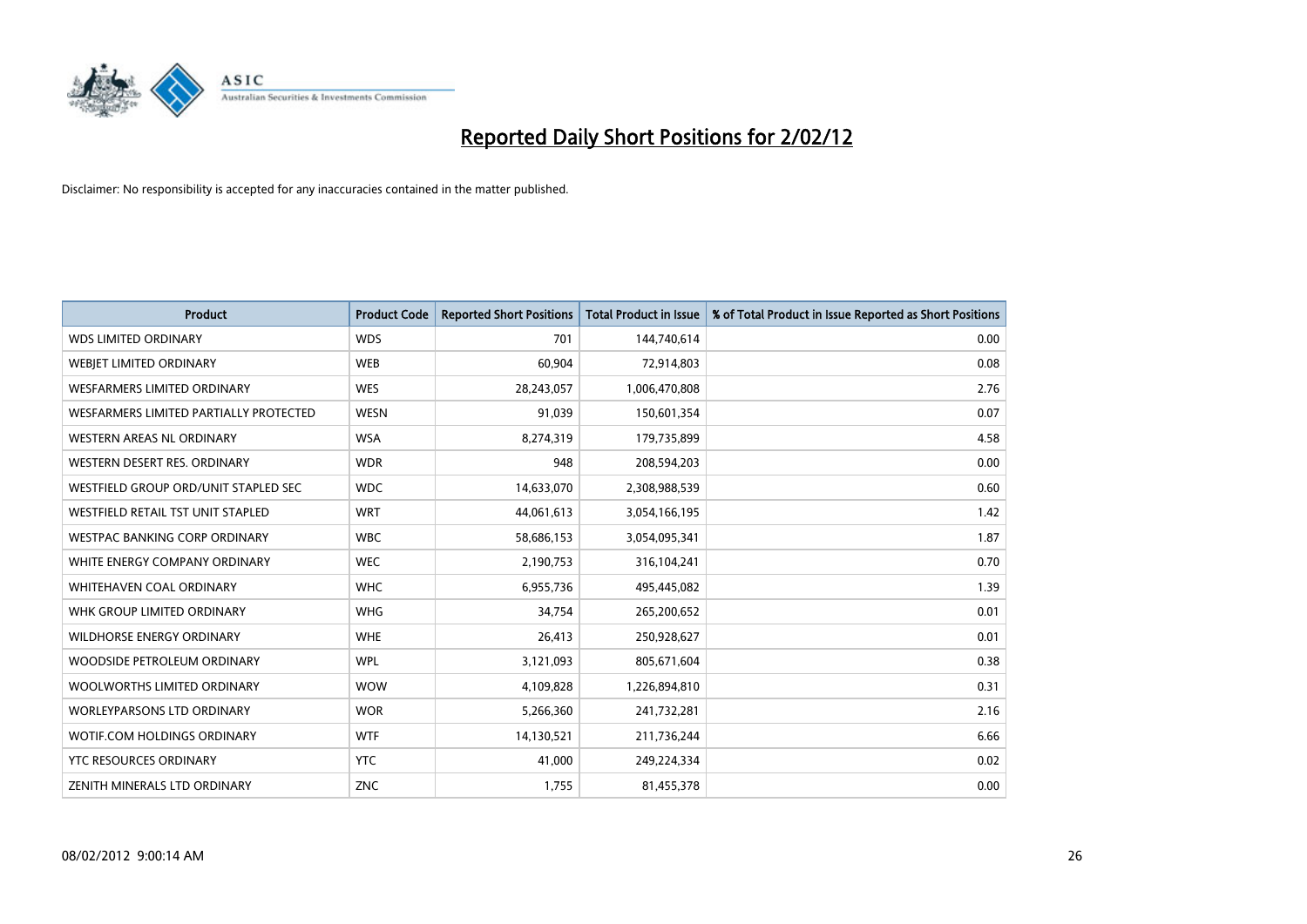# Reported Daily Short Positions for 2/02/12

Disclaimer: No responsibility is accepted for any inaccuracies contained in the matter published.

| Product | Product Code | Reported Short Positions | Total Product in Issue | % of Total Product in Issue Reported as Short Positions |
|---|---|---|---|---|
| WDS LIMITED ORDINARY | WDS | 701 | 144,740,614 | 0.00 |
| WEBJET LIMITED ORDINARY | WEB | 60,904 | 72,914,803 | 0.08 |
| WESFARMERS LIMITED ORDINARY | WES | 28,243,057 | 1,006,470,808 | 2.76 |
| WESFARMERS LIMITED PARTIALLY PROTECTED | WESN | 91,039 | 150,601,354 | 0.07 |
| WESTERN AREAS NL ORDINARY | WSA | 8,274,319 | 179,735,899 | 4.58 |
| WESTERN DESERT RES. ORDINARY | WDR | 948 | 208,594,203 | 0.00 |
| WESTFIELD GROUP ORD/UNIT STAPLED SEC | WDC | 14,633,070 | 2,308,988,539 | 0.60 |
| WESTFIELD RETAIL TST UNIT STAPLED | WRT | 44,061,613 | 3,054,166,195 | 1.42 |
| WESTPAC BANKING CORP ORDINARY | WBC | 58,686,153 | 3,054,095,341 | 1.87 |
| WHITE ENERGY COMPANY ORDINARY | WEC | 2,190,753 | 316,104,241 | 0.70 |
| WHITEHAVEN COAL ORDINARY | WHC | 6,955,736 | 495,445,082 | 1.39 |
| WHK GROUP LIMITED ORDINARY | WHG | 34,754 | 265,200,652 | 0.01 |
| WILDHORSE ENERGY ORDINARY | WHE | 26,413 | 250,928,627 | 0.01 |
| WOODSIDE PETROLEUM ORDINARY | WPL | 3,121,093 | 805,671,604 | 0.38 |
| WOOLWORTHS LIMITED ORDINARY | WOW | 4,109,828 | 1,226,894,810 | 0.31 |
| WORLEYPARSONS LTD ORDINARY | WOR | 5,266,360 | 241,732,281 | 2.16 |
| WOTIF.COM HOLDINGS ORDINARY | WTF | 14,130,521 | 211,736,244 | 6.66 |
| YTC RESOURCES ORDINARY | YTC | 41,000 | 249,224,334 | 0.02 |
| ZENITH MINERALS LTD ORDINARY | ZNC | 1,755 | 81,455,378 | 0.00 |